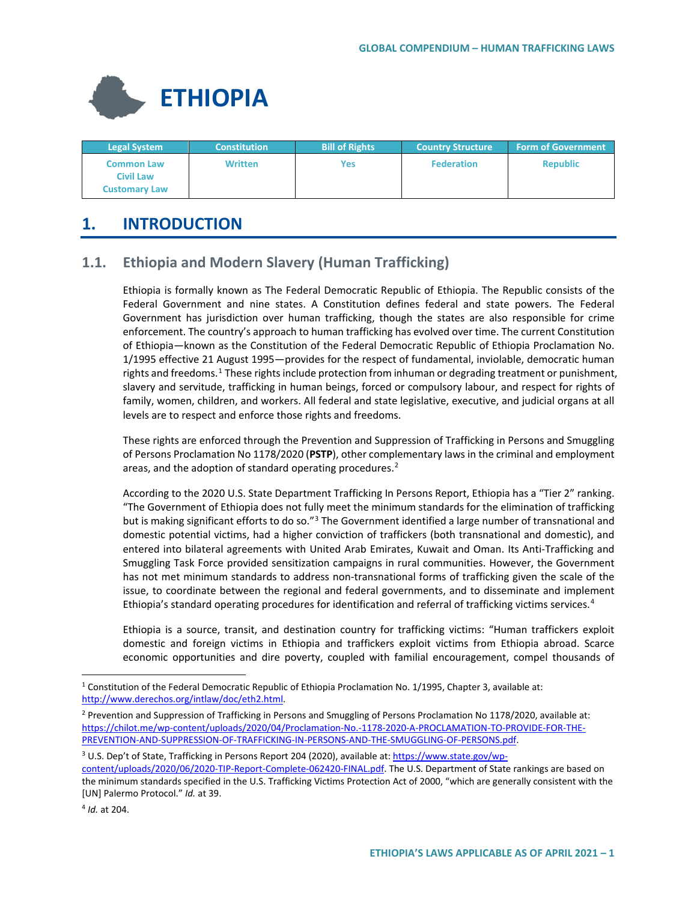# ETHIOPIA

| Legal System | Constitution | Bill of Rights | Country Structure | Form of Government |
|---|---|---|---|---|
| Common Law<br>Civil Law<br>Customary Law | Written | Yes | Federation | Republic |

## 1. INTRODUCTION

### 1.1. Ethiopia and Modern Slavery (Human Trafficking)

Ethiopia is formally known as The Federal Democratic Republic of Ethiopia. The Republic consists of the Federal Government and nine states. A Constitution defines federal and state powers. The Federal Government has jurisdiction over human trafficking, though the states are also responsible for crime enforcement. The country's approach to human trafficking has evolved over time. The current Constitution of Ethiopia—known as the Constitution of the Federal Democratic Republic of Ethiopia Proclamation No. 1/1995 effective 21 August 1995—provides for the respect of fundamental, inviolable, democratic human rights and freedoms.[1] These rights include protection from inhuman or degrading treatment or punishment, slavery and servitude, trafficking in human beings, forced or compulsory labour, and respect for rights of family, women, children, and workers. All federal and state legislative, executive, and judicial organs at all levels are to respect and enforce those rights and freedoms.

These rights are enforced through the Prevention and Suppression of Trafficking in Persons and Smuggling of Persons Proclamation No 1178/2020 (**PSTP**), other complementary laws in the criminal and employment areas, and the adoption of standard operating procedures.[2]

According to the 2020 U.S. State Department Trafficking In Persons Report, Ethiopia has a "Tier 2" ranking. "The Government of Ethiopia does not fully meet the minimum standards for the elimination of trafficking but is making significant efforts to do so."[3] The Government identified a large number of transnational and domestic potential victims, had a higher conviction of traffickers (both transnational and domestic), and entered into bilateral agreements with United Arab Emirates, Kuwait and Oman. Its Anti-Trafficking and Smuggling Task Force provided sensitization campaigns in rural communities. However, the Government has not met minimum standards to address non-transnational forms of trafficking given the scale of the issue, to coordinate between the regional and federal governments, and to disseminate and implement Ethiopia's standard operating procedures for identification and referral of trafficking victims services.[4]

Ethiopia is a source, transit, and destination country for trafficking victims: "Human traffickers exploit domestic and foreign victims in Ethiopia and traffickers exploit victims from Ethiopia abroad. Scarce economic opportunities and dire poverty, coupled with familial encouragement, compel thousands of

---

[1] Constitution of the Federal Democratic Republic of Ethiopia Proclamation No. 1/1995, Chapter 3, available at: http://www.derechos.org/intlaw/doc/eth2.html.

[2] Prevention and Suppression of Trafficking in Persons and Smuggling of Persons Proclamation No 1178/2020, available at: https://chilot.me/wp-content/uploads/2020/04/Proclamation-No.-1178-2020-A-PROCLAMATION-TO-PROVIDE-FOR-THE-PREVENTION-AND-SUPPRESSION-OF-TRAFFICKING-IN-PERSONS-AND-THE-SMUGGLING-OF-PERSONS.pdf.

[3] U.S. Dep't of State, Trafficking in Persons Report 204 (2020), available at: https://www.state.gov/wp-content/uploads/2020/06/2020-TIP-Report-Complete-062420-FINAL.pdf. The U.S. Department of State rankings are based on the minimum standards specified in the U.S. Trafficking Victims Protection Act of 2000, "which are generally consistent with the [UN] Palermo Protocol." *Id.* at 39.

[4] *Id.* at 204.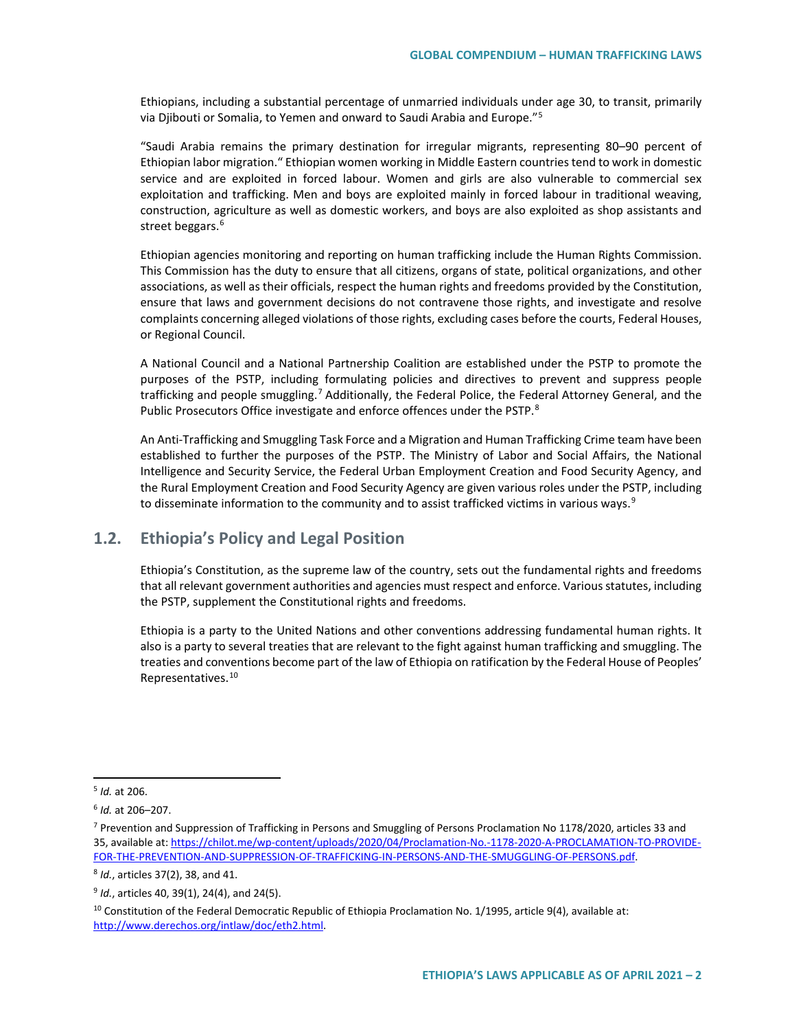Ethiopians, including a substantial percentage of unmarried individuals under age 30, to transit, primarily via Djibouti or Somalia, to Yemen and onward to Saudi Arabia and Europe."[5]

"Saudi Arabia remains the primary destination for irregular migrants, representing 80–90 percent of Ethiopian labor migration." Ethiopian women working in Middle Eastern countries tend to work in domestic service and are exploited in forced labour. Women and girls are also vulnerable to commercial sex exploitation and trafficking. Men and boys are exploited mainly in forced labour in traditional weaving, construction, agriculture as well as domestic workers, and boys are also exploited as shop assistants and street beggars.[6]

Ethiopian agencies monitoring and reporting on human trafficking include the Human Rights Commission. This Commission has the duty to ensure that all citizens, organs of state, political organizations, and other associations, as well as their officials, respect the human rights and freedoms provided by the Constitution, ensure that laws and government decisions do not contravene those rights, and investigate and resolve complaints concerning alleged violations of those rights, excluding cases before the courts, Federal Houses, or Regional Council.

A National Council and a National Partnership Coalition are established under the PSTP to promote the purposes of the PSTP, including formulating policies and directives to prevent and suppress people trafficking and people smuggling.[7] Additionally, the Federal Police, the Federal Attorney General, and the Public Prosecutors Office investigate and enforce offences under the PSTP.[8]

An Anti-Trafficking and Smuggling Task Force and a Migration and Human Trafficking Crime team have been established to further the purposes of the PSTP. The Ministry of Labor and Social Affairs, the National Intelligence and Security Service, the Federal Urban Employment Creation and Food Security Agency, and the Rural Employment Creation and Food Security Agency are given various roles under the PSTP, including to disseminate information to the community and to assist trafficked victims in various ways.[9]

## 1.2. Ethiopia's Policy and Legal Position

Ethiopia's Constitution, as the supreme law of the country, sets out the fundamental rights and freedoms that all relevant government authorities and agencies must respect and enforce. Various statutes, including the PSTP, supplement the Constitutional rights and freedoms.

Ethiopia is a party to the United Nations and other conventions addressing fundamental human rights. It also is a party to several treaties that are relevant to the fight against human trafficking and smuggling. The treaties and conventions become part of the law of Ethiopia on ratification by the Federal House of Peoples' Representatives.[10]

---

[5] *Id.* at 206.

[6] *Id.* at 206–207.

[7] Prevention and Suppression of Trafficking in Persons and Smuggling of Persons Proclamation No 1178/2020, articles 33 and 35, available at: https://chilot.me/wp-content/uploads/2020/04/Proclamation-No.-1178-2020-A-PROCLAMATION-TO-PROVIDE-FOR-THE-PREVENTION-AND-SUPPRESSION-OF-TRAFFICKING-IN-PERSONS-AND-THE-SMUGGLING-OF-PERSONS.pdf.

[8] *Id.*, articles 37(2), 38, and 41.

[9] *Id.*, articles 40, 39(1), 24(4), and 24(5).

[10] Constitution of the Federal Democratic Republic of Ethiopia Proclamation No. 1/1995, article 9(4), available at: http://www.derechos.org/intlaw/doc/eth2.html.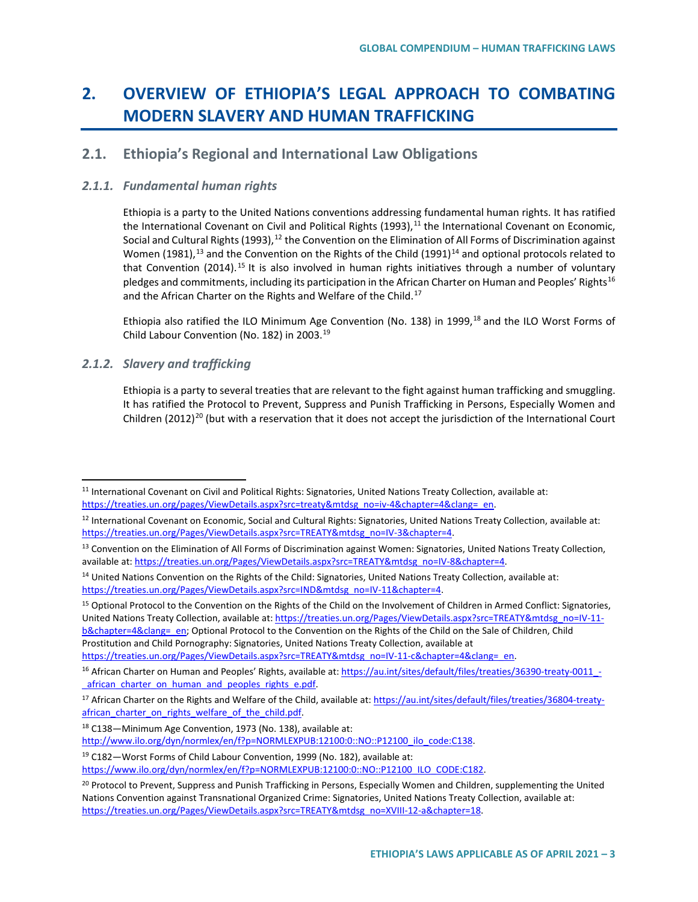# 2. OVERVIEW OF ETHIOPIA'S LEGAL APPROACH TO COMBATING MODERN SLAVERY AND HUMAN TRAFFICKING

## 2.1. Ethiopia's Regional and International Law Obligations

### *2.1.1. Fundamental human rights*

Ethiopia is a party to the United Nations conventions addressing fundamental human rights. It has ratified the International Covenant on Civil and Political Rights (1993),[11] the International Covenant on Economic, Social and Cultural Rights (1993),[12] the Convention on the Elimination of All Forms of Discrimination against Women (1981),[13] and the Convention on the Rights of the Child (1991)[14] and optional protocols related to that Convention (2014).[15] It is also involved in human rights initiatives through a number of voluntary pledges and commitments, including its participation in the African Charter on Human and Peoples' Rights[16] and the African Charter on the Rights and Welfare of the Child.[17]

Ethiopia also ratified the ILO Minimum Age Convention (No. 138) in 1999,[18] and the ILO Worst Forms of Child Labour Convention (No. 182) in 2003.[19]

### *2.1.2. Slavery and trafficking*

Ethiopia is a party to several treaties that are relevant to the fight against human trafficking and smuggling. It has ratified the Protocol to Prevent, Suppress and Punish Trafficking in Persons, Especially Women and Children (2012)[20] (but with a reservation that it does not accept the jurisdiction of the International Court

---

[11] International Covenant on Civil and Political Rights: Signatories, United Nations Treaty Collection, available at: https://treaties.un.org/pages/ViewDetails.aspx?src=treaty&mtdsg_no=iv-4&chapter=4&clang=_en.

[12] International Covenant on Economic, Social and Cultural Rights: Signatories, United Nations Treaty Collection, available at: https://treaties.un.org/Pages/ViewDetails.aspx?src=TREATY&mtdsg_no=IV-3&chapter=4.

[13] Convention on the Elimination of All Forms of Discrimination against Women: Signatories, United Nations Treaty Collection, available at: https://treaties.un.org/Pages/ViewDetails.aspx?src=TREATY&mtdsg_no=IV-8&chapter=4.

[14] United Nations Convention on the Rights of the Child: Signatories, United Nations Treaty Collection, available at: https://treaties.un.org/Pages/ViewDetails.aspx?src=IND&mtdsg_no=IV-11&chapter=4.

[15] Optional Protocol to the Convention on the Rights of the Child on the Involvement of Children in Armed Conflict: Signatories, United Nations Treaty Collection, available at: https://treaties.un.org/Pages/ViewDetails.aspx?src=TREATY&mtdsg_no=IV-11-b&chapter=4&clang=_en; Optional Protocol to the Convention on the Rights of the Child on the Sale of Children, Child Prostitution and Child Pornography: Signatories, United Nations Treaty Collection, available at https://treaties.un.org/Pages/ViewDetails.aspx?src=TREATY&mtdsg_no=IV-11-c&chapter=4&clang=_en.

[16] African Charter on Human and Peoples' Rights, available at: https://au.int/sites/default/files/treaties/36390-treaty-0011_-_african_charter_on_human_and_peoples_rights_e.pdf.

[17] African Charter on the Rights and Welfare of the Child, available at: https://au.int/sites/default/files/treaties/36804-treaty-african_charter_on_rights_welfare_of_the_child.pdf.

[18] C138—Minimum Age Convention, 1973 (No. 138), available at: http://www.ilo.org/dyn/normlex/en/f?p=NORMLEXPUB:12100:0::NO::P12100_ilo_code:C138.

[19] C182—Worst Forms of Child Labour Convention, 1999 (No. 182), available at: https://www.ilo.org/dyn/normlex/en/f?p=NORMLEXPUB:12100:0::NO::P12100_ILO_CODE:C182.

[20] Protocol to Prevent, Suppress and Punish Trafficking in Persons, Especially Women and Children, supplementing the United Nations Convention against Transnational Organized Crime: Signatories, United Nations Treaty Collection, available at: https://treaties.un.org/Pages/ViewDetails.aspx?src=TREATY&mtdsg_no=XVIII-12-a&chapter=18.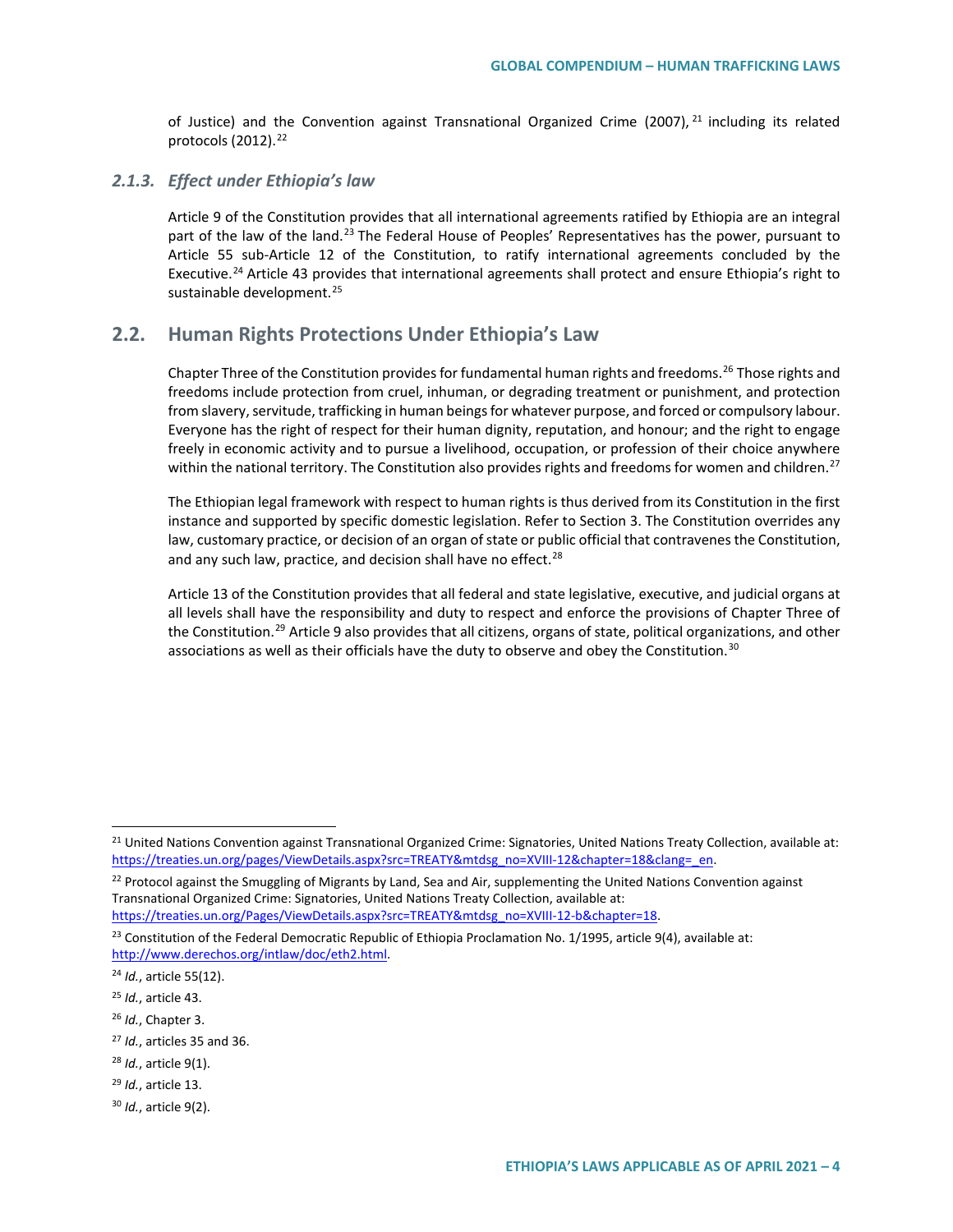of Justice) and the Convention against Transnational Organized Crime (2007),[21] including its related protocols (2012).[22]

### 2.1.3. *Effect under Ethiopia's law*

Article 9 of the Constitution provides that all international agreements ratified by Ethiopia are an integral part of the law of the land.[23] The Federal House of Peoples' Representatives has the power, pursuant to Article 55 sub-Article 12 of the Constitution, to ratify international agreements concluded by the Executive.[24] Article 43 provides that international agreements shall protect and ensure Ethiopia's right to sustainable development.[25]

## 2.2. Human Rights Protections Under Ethiopia's Law

Chapter Three of the Constitution provides for fundamental human rights and freedoms.[26] Those rights and freedoms include protection from cruel, inhuman, or degrading treatment or punishment, and protection from slavery, servitude, trafficking in human beings for whatever purpose, and forced or compulsory labour. Everyone has the right of respect for their human dignity, reputation, and honour; and the right to engage freely in economic activity and to pursue a livelihood, occupation, or profession of their choice anywhere within the national territory. The Constitution also provides rights and freedoms for women and children.[27]

The Ethiopian legal framework with respect to human rights is thus derived from its Constitution in the first instance and supported by specific domestic legislation. Refer to Section 3. The Constitution overrides any law, customary practice, or decision of an organ of state or public official that contravenes the Constitution, and any such law, practice, and decision shall have no effect.[28]

Article 13 of the Constitution provides that all federal and state legislative, executive, and judicial organs at all levels shall have the responsibility and duty to respect and enforce the provisions of Chapter Three of the Constitution.[29] Article 9 also provides that all citizens, organs of state, political organizations, and other associations as well as their officials have the duty to observe and obey the Constitution.[30]

---

[21] United Nations Convention against Transnational Organized Crime: Signatories, United Nations Treaty Collection, available at: https://treaties.un.org/pages/ViewDetails.aspx?src=TREATY&mtdsg_no=XVIII-12&chapter=18&clang=_en.

[22] Protocol against the Smuggling of Migrants by Land, Sea and Air, supplementing the United Nations Convention against Transnational Organized Crime: Signatories, United Nations Treaty Collection, available at: https://treaties.un.org/Pages/ViewDetails.aspx?src=TREATY&mtdsg_no=XVIII-12-b&chapter=18.

[23] Constitution of the Federal Democratic Republic of Ethiopia Proclamation No. 1/1995, article 9(4), available at: http://www.derechos.org/intlaw/doc/eth2.html.

[24] *Id.*, article 55(12).

[25] *Id.*, article 43.

[26] *Id.*, Chapter 3.

[27] *Id.*, articles 35 and 36.

[28] *Id.*, article 9(1).

[29] *Id.*, article 13.

[30] *Id.*, article 9(2).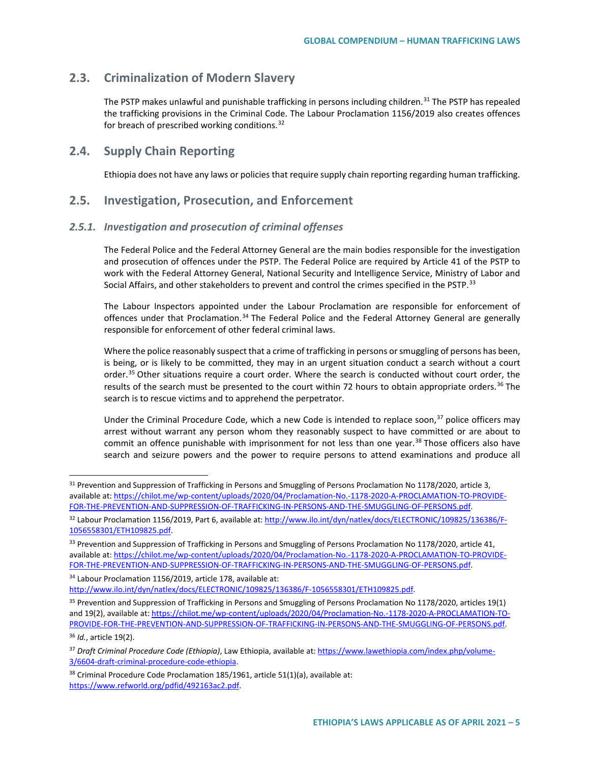## 2.3. Criminalization of Modern Slavery

The PSTP makes unlawful and punishable trafficking in persons including children.[31] The PSTP has repealed the trafficking provisions in the Criminal Code. The Labour Proclamation 1156/2019 also creates offences for breach of prescribed working conditions.[32]

## 2.4. Supply Chain Reporting

Ethiopia does not have any laws or policies that require supply chain reporting regarding human trafficking.

## 2.5. Investigation, Prosecution, and Enforcement

### *2.5.1. Investigation and prosecution of criminal offenses*

The Federal Police and the Federal Attorney General are the main bodies responsible for the investigation and prosecution of offences under the PSTP. The Federal Police are required by Article 41 of the PSTP to work with the Federal Attorney General, National Security and Intelligence Service, Ministry of Labor and Social Affairs, and other stakeholders to prevent and control the crimes specified in the PSTP.[33]

The Labour Inspectors appointed under the Labour Proclamation are responsible for enforcement of offences under that Proclamation.[34] The Federal Police and the Federal Attorney General are generally responsible for enforcement of other federal criminal laws.

Where the police reasonably suspect that a crime of trafficking in persons or smuggling of persons has been, is being, or is likely to be committed, they may in an urgent situation conduct a search without a court order.[35] Other situations require a court order. Where the search is conducted without court order, the results of the search must be presented to the court within 72 hours to obtain appropriate orders.[36] The search is to rescue victims and to apprehend the perpetrator.

Under the Criminal Procedure Code, which a new Code is intended to replace soon,[37] police officers may arrest without warrant any person whom they reasonably suspect to have committed or are about to commit an offence punishable with imprisonment for not less than one year.[38] Those officers also have search and seizure powers and the power to require persons to attend examinations and produce all

---

[31] Prevention and Suppression of Trafficking in Persons and Smuggling of Persons Proclamation No 1178/2020, article 3, available at: https://chilot.me/wp-content/uploads/2020/04/Proclamation-No.-1178-2020-A-PROCLAMATION-TO-PROVIDE-FOR-THE-PREVENTION-AND-SUPPRESSION-OF-TRAFFICKING-IN-PERSONS-AND-THE-SMUGGLING-OF-PERSONS.pdf.

[32] Labour Proclamation 1156/2019, Part 6, available at: http://www.ilo.int/dyn/natlex/docs/ELECTRONIC/109825/136386/F-1056558301/ETH109825.pdf.

[33] Prevention and Suppression of Trafficking in Persons and Smuggling of Persons Proclamation No 1178/2020, article 41, available at: https://chilot.me/wp-content/uploads/2020/04/Proclamation-No.-1178-2020-A-PROCLAMATION-TO-PROVIDE-FOR-THE-PREVENTION-AND-SUPPRESSION-OF-TRAFFICKING-IN-PERSONS-AND-THE-SMUGGLING-OF-PERSONS.pdf.

[34] Labour Proclamation 1156/2019, article 178, available at: http://www.ilo.int/dyn/natlex/docs/ELECTRONIC/109825/136386/F-1056558301/ETH109825.pdf.

[35] Prevention and Suppression of Trafficking in Persons and Smuggling of Persons Proclamation No 1178/2020, articles 19(1) and 19(2), available at: https://chilot.me/wp-content/uploads/2020/04/Proclamation-No.-1178-2020-A-PROCLAMATION-TO-PROVIDE-FOR-THE-PREVENTION-AND-SUPPRESSION-OF-TRAFFICKING-IN-PERSONS-AND-THE-SMUGGLING-OF-PERSONS.pdf.

[36] *Id.*, article 19(2).

[37] *Draft Criminal Procedure Code (Ethiopia)*, Law Ethiopia, available at: https://www.lawethiopia.com/index.php/volume-3/6604-draft-criminal-procedure-code-ethiopia.

[38] Criminal Procedure Code Proclamation 185/1961, article 51(1)(a), available at: https://www.refworld.org/pdfid/492163ac2.pdf.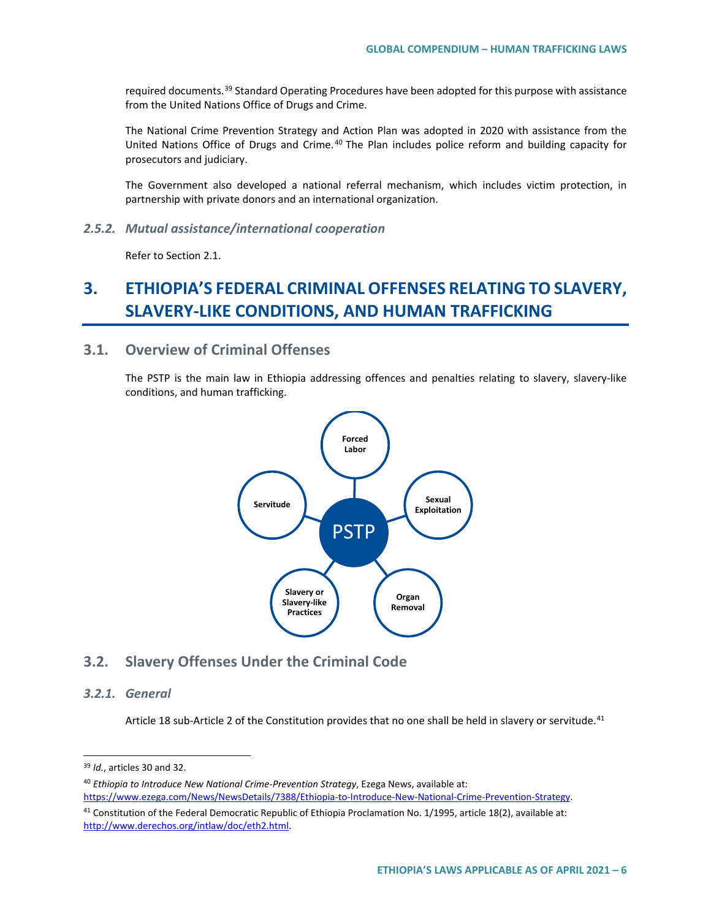required documents.[39] Standard Operating Procedures have been adopted for this purpose with assistance from the United Nations Office of Drugs and Crime.

The National Crime Prevention Strategy and Action Plan was adopted in 2020 with assistance from the United Nations Office of Drugs and Crime.[40] The Plan includes police reform and building capacity for prosecutors and judiciary.

The Government also developed a national referral mechanism, which includes victim protection, in partnership with private donors and an international organization.

### *2.5.2. Mutual assistance/international cooperation*

Refer to Section 2.1.

# 3. ETHIOPIA'S FEDERAL CRIMINAL OFFENSES RELATING TO SLAVERY, SLAVERY-LIKE CONDITIONS, AND HUMAN TRAFFICKING

## 3.1. Overview of Criminal Offenses

The PSTP is the main law in Ethiopia addressing offences and penalties relating to slavery, slavery-like conditions, and human trafficking.

PSTP

- Forced Labor
- Sexual Exploitation
- Organ Removal
- Slavery or Slavery-like Practices
- Servitude

## 3.2. Slavery Offenses Under the Criminal Code

### *3.2.1. General*

Article 18 sub-Article 2 of the Constitution provides that no one shall be held in slavery or servitude.[41]

---

[39] *Id.*, articles 30 and 32.

[40] *Ethiopia to Introduce New National Crime-Prevention Strategy*, Ezega News, available at: https://www.ezega.com/News/NewsDetails/7388/Ethiopia-to-Introduce-New-National-Crime-Prevention-Strategy.

[41] Constitution of the Federal Democratic Republic of Ethiopia Proclamation No. 1/1995, article 18(2), available at: http://www.derechos.org/intlaw/doc/eth2.html.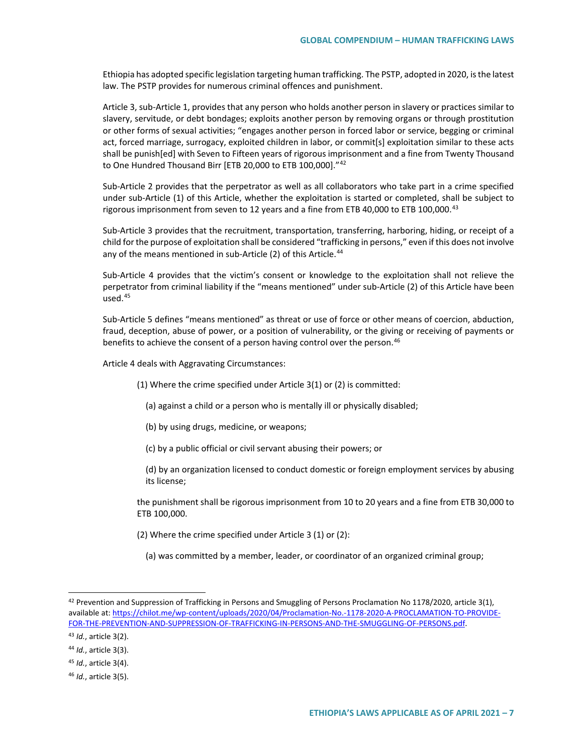Ethiopia has adopted specific legislation targeting human trafficking. The PSTP, adopted in 2020, is the latest law. The PSTP provides for numerous criminal offences and punishment.

Article 3, sub-Article 1, provides that any person who holds another person in slavery or practices similar to slavery, servitude, or debt bondages; exploits another person by removing organs or through prostitution or other forms of sexual activities; "engages another person in forced labor or service, begging or criminal act, forced marriage, surrogacy, exploited children in labor, or commit[s] exploitation similar to these acts shall be punish[ed] with Seven to Fifteen years of rigorous imprisonment and a fine from Twenty Thousand to One Hundred Thousand Birr [ETB 20,000 to ETB 100,000]."[42]

Sub-Article 2 provides that the perpetrator as well as all collaborators who take part in a crime specified under sub-Article (1) of this Article, whether the exploitation is started or completed, shall be subject to rigorous imprisonment from seven to 12 years and a fine from ETB 40,000 to ETB 100,000.[43]

Sub-Article 3 provides that the recruitment, transportation, transferring, harboring, hiding, or receipt of a child for the purpose of exploitation shall be considered "trafficking in persons," even if this does not involve any of the means mentioned in sub-Article (2) of this Article.[44]

Sub-Article 4 provides that the victim's consent or knowledge to the exploitation shall not relieve the perpetrator from criminal liability if the "means mentioned" under sub-Article (2) of this Article have been used.[45]

Sub-Article 5 defines "means mentioned" as threat or use of force or other means of coercion, abduction, fraud, deception, abuse of power, or a position of vulnerability, or the giving or receiving of payments or benefits to achieve the consent of a person having control over the person.[46]

Article 4 deals with Aggravating Circumstances:

> (1) Where the crime specified under Article 3(1) or (2) is committed:
>
> (a) against a child or a person who is mentally ill or physically disabled;
>
> (b) by using drugs, medicine, or weapons;
>
> (c) by a public official or civil servant abusing their powers; or
>
> (d) by an organization licensed to conduct domestic or foreign employment services by abusing its license;
>
> the punishment shall be rigorous imprisonment from 10 to 20 years and a fine from ETB 30,000 to ETB 100,000.
>
> (2) Where the crime specified under Article 3 (1) or (2):
>
> (a) was committed by a member, leader, or coordinator of an organized criminal group;

---

[42] Prevention and Suppression of Trafficking in Persons and Smuggling of Persons Proclamation No 1178/2020, article 3(1), available at: https://chilot.me/wp-content/uploads/2020/04/Proclamation-No.-1178-2020-A-PROCLAMATION-TO-PROVIDE-FOR-THE-PREVENTION-AND-SUPPRESSION-OF-TRAFFICKING-IN-PERSONS-AND-THE-SMUGGLING-OF-PERSONS.pdf.

[43] *Id.*, article 3(2).

[44] *Id.*, article 3(3).

[45] *Id.*, article 3(4).

[46] *Id.*, article 3(5).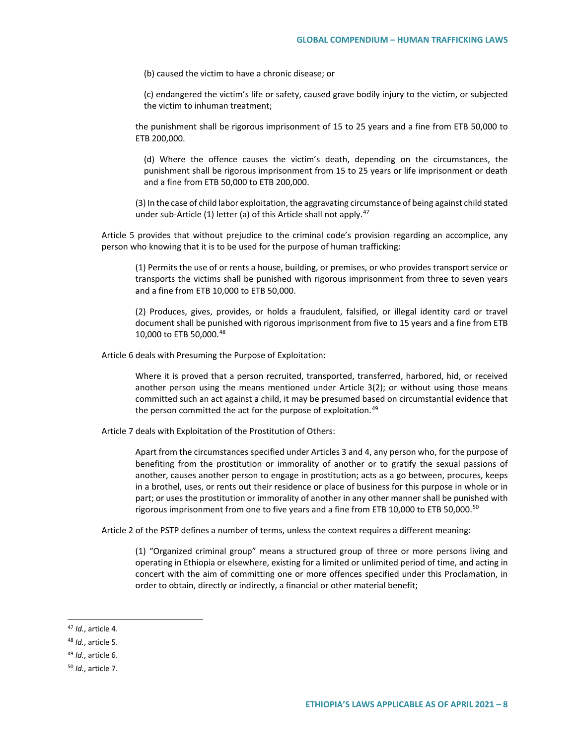(b) caused the victim to have a chronic disease; or

(c) endangered the victim's life or safety, caused grave bodily injury to the victim, or subjected the victim to inhuman treatment;

the punishment shall be rigorous imprisonment of 15 to 25 years and a fine from ETB 50,000 to ETB 200,000.

(d) Where the offence causes the victim's death, depending on the circumstances, the punishment shall be rigorous imprisonment from 15 to 25 years or life imprisonment or death and a fine from ETB 50,000 to ETB 200,000.

(3) In the case of child labor exploitation, the aggravating circumstance of being against child stated under sub-Article (1) letter (a) of this Article shall not apply.[47]

Article 5 provides that without prejudice to the criminal code's provision regarding an accomplice, any person who knowing that it is to be used for the purpose of human trafficking:

(1) Permits the use of or rents a house, building, or premises, or who provides transport service or transports the victims shall be punished with rigorous imprisonment from three to seven years and a fine from ETB 10,000 to ETB 50,000.

(2) Produces, gives, provides, or holds a fraudulent, falsified, or illegal identity card or travel document shall be punished with rigorous imprisonment from five to 15 years and a fine from ETB 10,000 to ETB 50,000.[48]

Article 6 deals with Presuming the Purpose of Exploitation:

Where it is proved that a person recruited, transported, transferred, harbored, hid, or received another person using the means mentioned under Article 3(2); or without using those means committed such an act against a child, it may be presumed based on circumstantial evidence that the person committed the act for the purpose of exploitation.[49]

Article 7 deals with Exploitation of the Prostitution of Others:

Apart from the circumstances specified under Articles 3 and 4, any person who, for the purpose of benefiting from the prostitution or immorality of another or to gratify the sexual passions of another, causes another person to engage in prostitution; acts as a go between, procures, keeps in a brothel, uses, or rents out their residence or place of business for this purpose in whole or in part; or uses the prostitution or immorality of another in any other manner shall be punished with rigorous imprisonment from one to five years and a fine from ETB 10,000 to ETB 50,000.[50]

Article 2 of the PSTP defines a number of terms, unless the context requires a different meaning:

(1) "Organized criminal group" means a structured group of three or more persons living and operating in Ethiopia or elsewhere, existing for a limited or unlimited period of time, and acting in concert with the aim of committing one or more offences specified under this Proclamation, in order to obtain, directly or indirectly, a financial or other material benefit;

---

[47] *Id.*, article 4.

[48] *Id.*, article 5.

[49] *Id.*, article 6.

[50] *Id.*, article 7.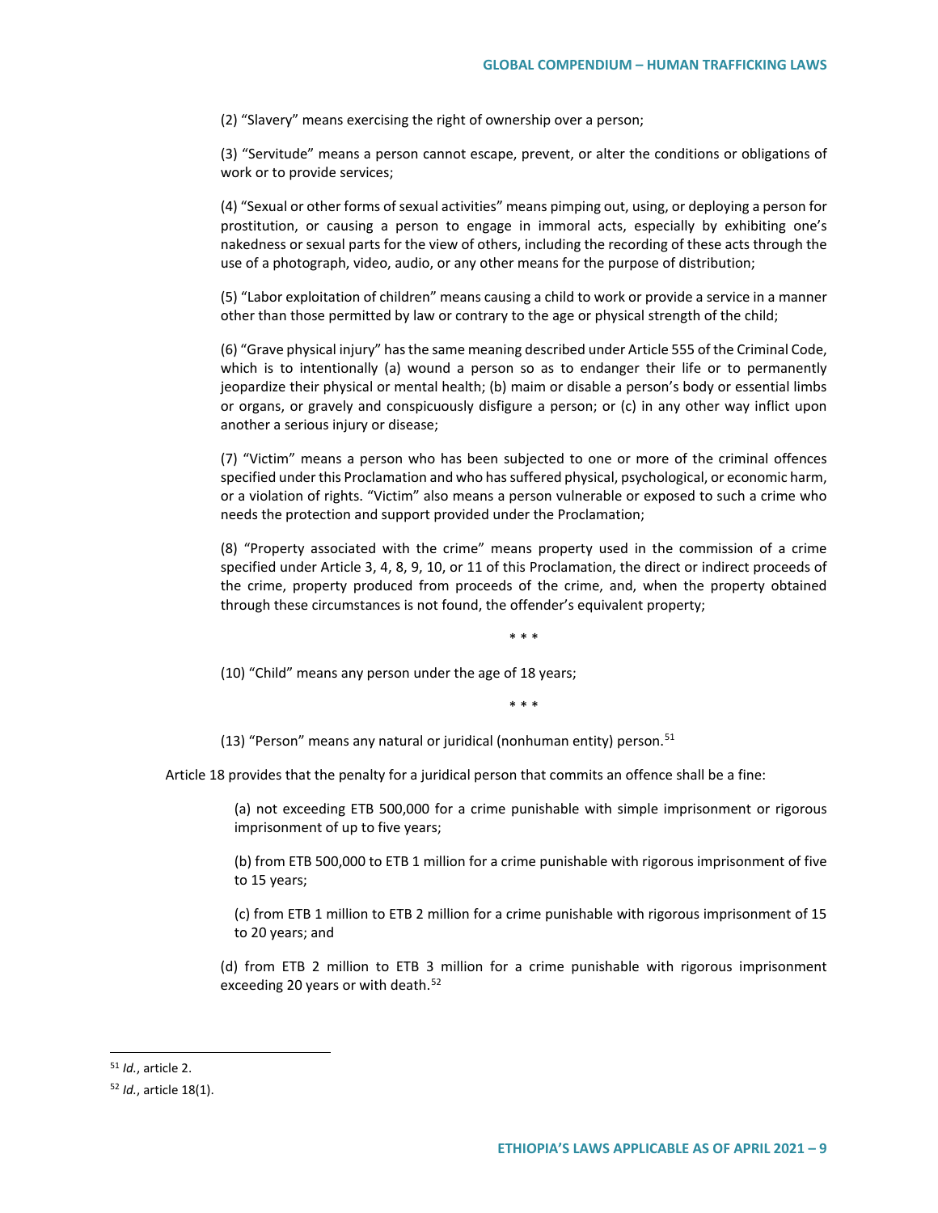(2) "Slavery" means exercising the right of ownership over a person;

(3) "Servitude" means a person cannot escape, prevent, or alter the conditions or obligations of work or to provide services;

(4) "Sexual or other forms of sexual activities" means pimping out, using, or deploying a person for prostitution, or causing a person to engage in immoral acts, especially by exhibiting one's nakedness or sexual parts for the view of others, including the recording of these acts through the use of a photograph, video, audio, or any other means for the purpose of distribution;

(5) "Labor exploitation of children" means causing a child to work or provide a service in a manner other than those permitted by law or contrary to the age or physical strength of the child;

(6) "Grave physical injury" has the same meaning described under Article 555 of the Criminal Code, which is to intentionally (a) wound a person so as to endanger their life or to permanently jeopardize their physical or mental health; (b) maim or disable a person's body or essential limbs or organs, or gravely and conspicuously disfigure a person; or (c) in any other way inflict upon another a serious injury or disease;

(7) "Victim" means a person who has been subjected to one or more of the criminal offences specified under this Proclamation and who has suffered physical, psychological, or economic harm, or a violation of rights. "Victim" also means a person vulnerable or exposed to such a crime who needs the protection and support provided under the Proclamation;

(8) "Property associated with the crime" means property used in the commission of a crime specified under Article 3, 4, 8, 9, 10, or 11 of this Proclamation, the direct or indirect proceeds of the crime, property produced from proceeds of the crime, and, when the property obtained through these circumstances is not found, the offender's equivalent property;

\* \* \*

(10) "Child" means any person under the age of 18 years;

\* \* \*

(13) "Person" means any natural or juridical (nonhuman entity) person.[51]

Article 18 provides that the penalty for a juridical person that commits an offence shall be a fine:

(a) not exceeding ETB 500,000 for a crime punishable with simple imprisonment or rigorous imprisonment of up to five years;

(b) from ETB 500,000 to ETB 1 million for a crime punishable with rigorous imprisonment of five to 15 years;

(c) from ETB 1 million to ETB 2 million for a crime punishable with rigorous imprisonment of 15 to 20 years; and

(d) from ETB 2 million to ETB 3 million for a crime punishable with rigorous imprisonment exceeding 20 years or with death.[52]

---

[51] *Id.*, article 2.

[52] *Id.*, article 18(1).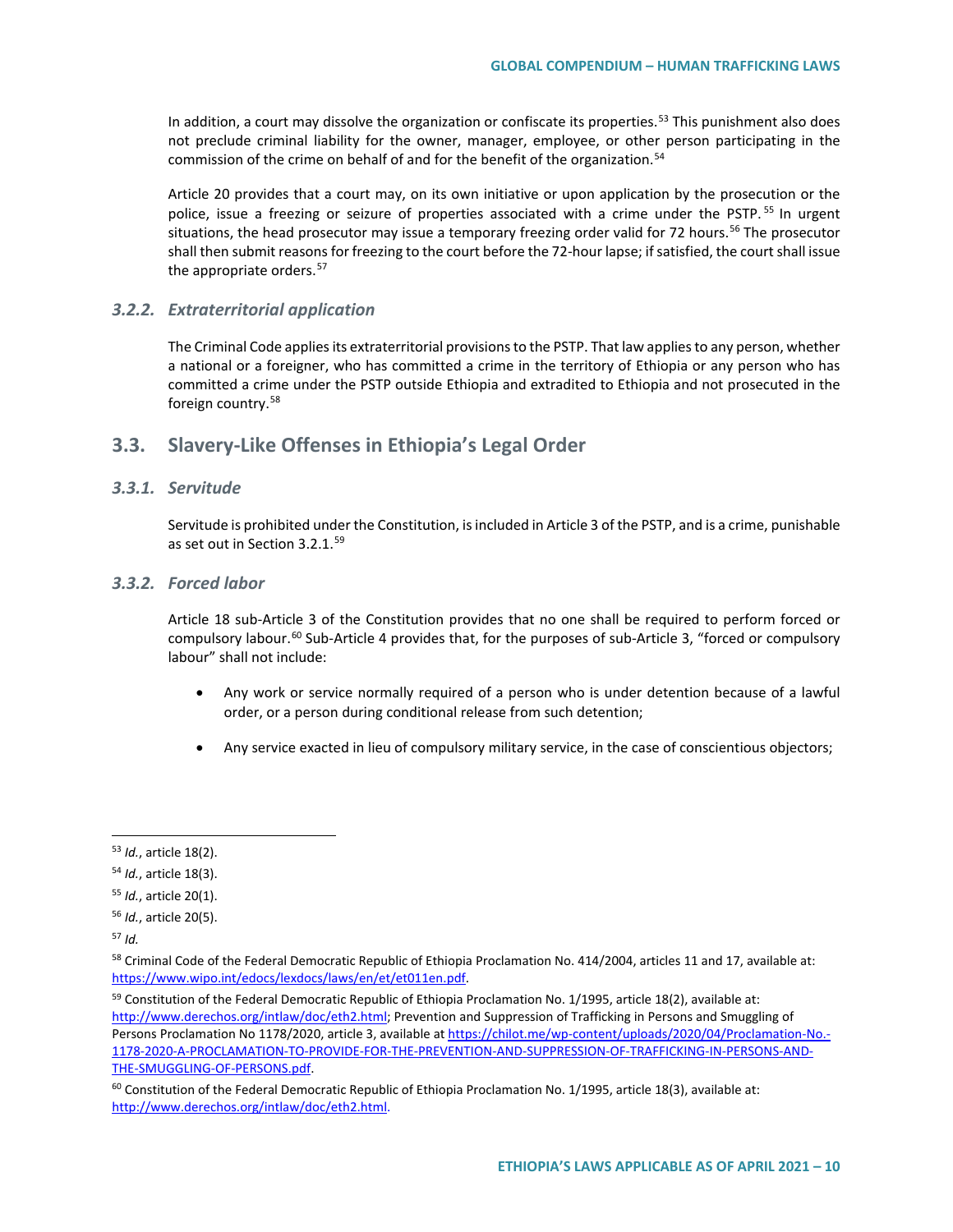In addition, a court may dissolve the organization or confiscate its properties.[53] This punishment also does not preclude criminal liability for the owner, manager, employee, or other person participating in the commission of the crime on behalf of and for the benefit of the organization.[54]

Article 20 provides that a court may, on its own initiative or upon application by the prosecution or the police, issue a freezing or seizure of properties associated with a crime under the PSTP.[55] In urgent situations, the head prosecutor may issue a temporary freezing order valid for 72 hours.[56] The prosecutor shall then submit reasons for freezing to the court before the 72-hour lapse; if satisfied, the court shall issue the appropriate orders.[57]

### *3.2.2. Extraterritorial application*

The Criminal Code applies its extraterritorial provisions to the PSTP. That law applies to any person, whether a national or a foreigner, who has committed a crime in the territory of Ethiopia or any person who has committed a crime under the PSTP outside Ethiopia and extradited to Ethiopia and not prosecuted in the foreign country.[58]

## 3.3. Slavery-Like Offenses in Ethiopia's Legal Order

### *3.3.1. Servitude*

Servitude is prohibited under the Constitution, is included in Article 3 of the PSTP, and is a crime, punishable as set out in Section 3.2.1.[59]

### *3.3.2. Forced labor*

Article 18 sub-Article 3 of the Constitution provides that no one shall be required to perform forced or compulsory labour.[60] Sub-Article 4 provides that, for the purposes of sub-Article 3, "forced or compulsory labour" shall not include:

- Any work or service normally required of a person who is under detention because of a lawful order, or a person during conditional release from such detention;
- Any service exacted in lieu of compulsory military service, in the case of conscientious objectors;

---

[53] *Id.*, article 18(2).

[54] *Id.*, article 18(3).

[55] *Id.*, article 20(1).

[56] *Id.*, article 20(5).

[57] *Id.*

[58] Criminal Code of the Federal Democratic Republic of Ethiopia Proclamation No. 414/2004, articles 11 and 17, available at: https://www.wipo.int/edocs/lexdocs/laws/en/et/et011en.pdf.

[59] Constitution of the Federal Democratic Republic of Ethiopia Proclamation No. 1/1995, article 18(2), available at: http://www.derechos.org/intlaw/doc/eth2.html; Prevention and Suppression of Trafficking in Persons and Smuggling of Persons Proclamation No 1178/2020, article 3, available at https://chilot.me/wp-content/uploads/2020/04/Proclamation-No.-1178-2020-A-PROCLAMATION-TO-PROVIDE-FOR-THE-PREVENTION-AND-SUPPRESSION-OF-TRAFFICKING-IN-PERSONS-AND-THE-SMUGGLING-OF-PERSONS.pdf.

[60] Constitution of the Federal Democratic Republic of Ethiopia Proclamation No. 1/1995, article 18(3), available at: http://www.derechos.org/intlaw/doc/eth2.html.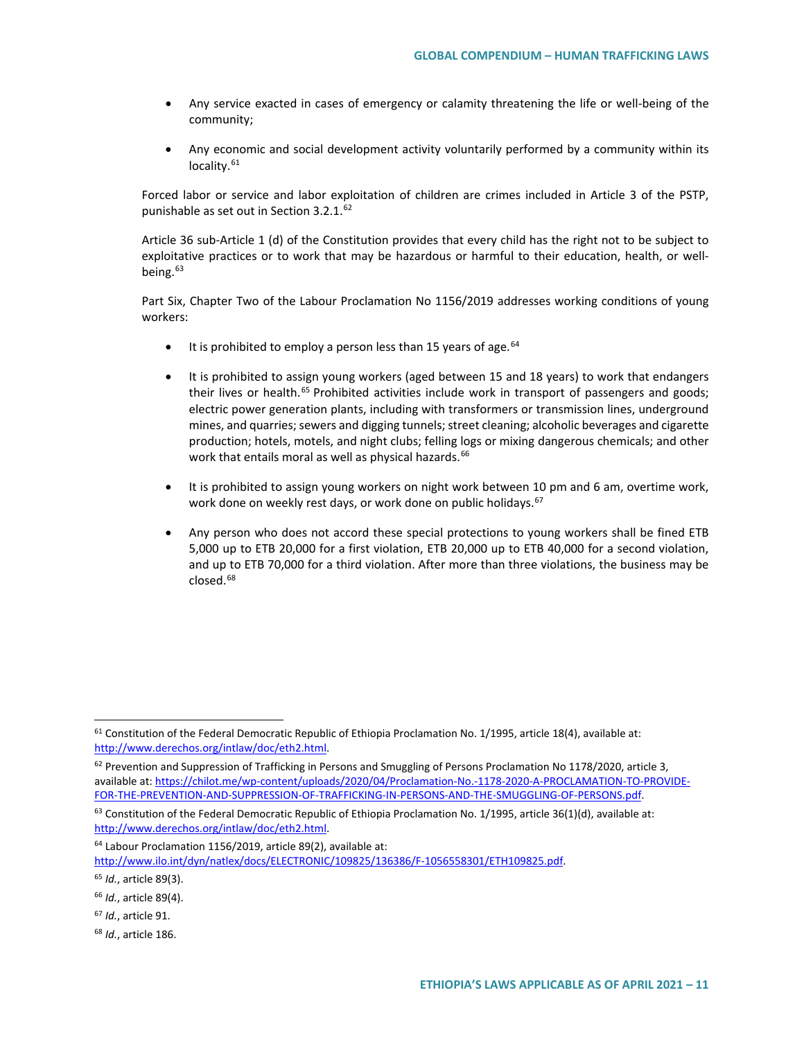- Any service exacted in cases of emergency or calamity threatening the life or well-being of the community;
- Any economic and social development activity voluntarily performed by a community within its locality.[61]

Forced labor or service and labor exploitation of children are crimes included in Article 3 of the PSTP, punishable as set out in Section 3.2.1.[62]

Article 36 sub-Article 1 (d) of the Constitution provides that every child has the right not to be subject to exploitative practices or to work that may be hazardous or harmful to their education, health, or well-being.[63]

Part Six, Chapter Two of the Labour Proclamation No 1156/2019 addresses working conditions of young workers:

- It is prohibited to employ a person less than 15 years of age.[64]
- It is prohibited to assign young workers (aged between 15 and 18 years) to work that endangers their lives or health.[65] Prohibited activities include work in transport of passengers and goods; electric power generation plants, including with transformers or transmission lines, underground mines, and quarries; sewers and digging tunnels; street cleaning; alcoholic beverages and cigarette production; hotels, motels, and night clubs; felling logs or mixing dangerous chemicals; and other work that entails moral as well as physical hazards.[66]
- It is prohibited to assign young workers on night work between 10 pm and 6 am, overtime work, work done on weekly rest days, or work done on public holidays.[67]
- Any person who does not accord these special protections to young workers shall be fined ETB 5,000 up to ETB 20,000 for a first violation, ETB 20,000 up to ETB 40,000 for a second violation, and up to ETB 70,000 for a third violation. After more than three violations, the business may be closed.[68]

---

[61] Constitution of the Federal Democratic Republic of Ethiopia Proclamation No. 1/1995, article 18(4), available at: http://www.derechos.org/intlaw/doc/eth2.html.

[62] Prevention and Suppression of Trafficking in Persons and Smuggling of Persons Proclamation No 1178/2020, article 3, available at: https://chilot.me/wp-content/uploads/2020/04/Proclamation-No.-1178-2020-A-PROCLAMATION-TO-PROVIDE-FOR-THE-PREVENTION-AND-SUPPRESSION-OF-TRAFFICKING-IN-PERSONS-AND-THE-SMUGGLING-OF-PERSONS.pdf.

[63] Constitution of the Federal Democratic Republic of Ethiopia Proclamation No. 1/1995, article 36(1)(d), available at: http://www.derechos.org/intlaw/doc/eth2.html.

[64] Labour Proclamation 1156/2019, article 89(2), available at: http://www.ilo.int/dyn/natlex/docs/ELECTRONIC/109825/136386/F-1056558301/ETH109825.pdf.

[65] *Id.*, article 89(3).

[66] *Id.*, article 89(4).

[67] *Id.*, article 91.

[68] *Id.*, article 186.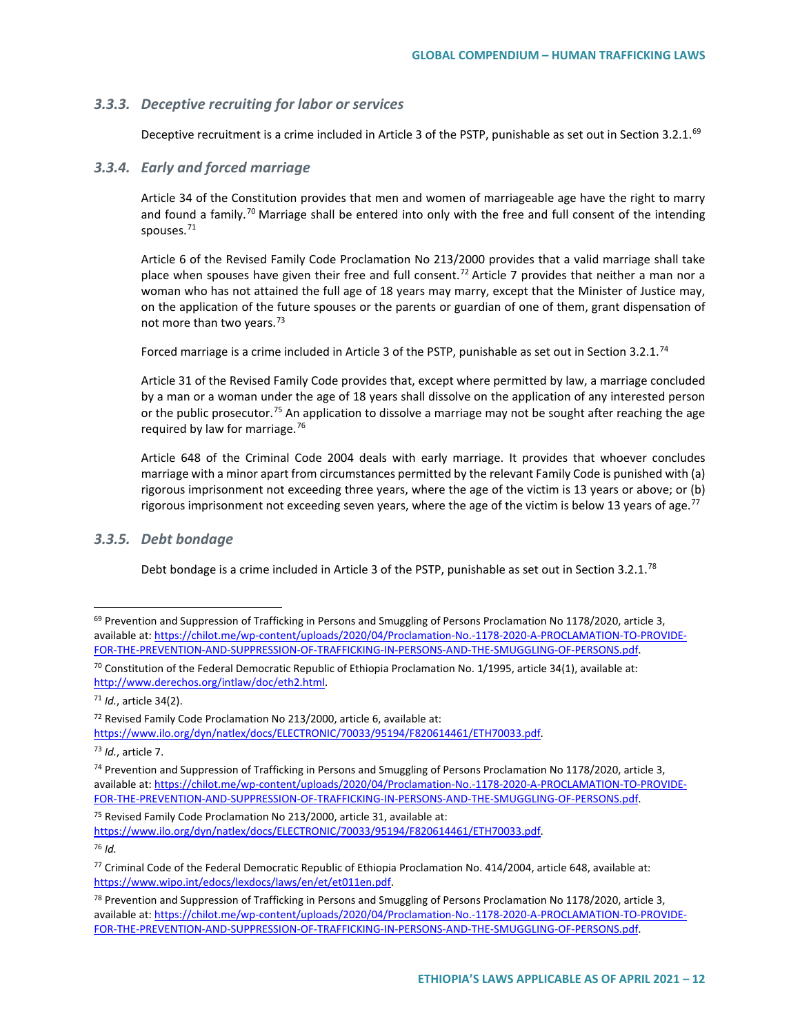### 3.3.3. *Deceptive recruiting for labor or services*

Deceptive recruitment is a crime included in Article 3 of the PSTP, punishable as set out in Section 3.2.1.[69]

### 3.3.4. *Early and forced marriage*

Article 34 of the Constitution provides that men and women of marriageable age have the right to marry and found a family.[70] Marriage shall be entered into only with the free and full consent of the intending spouses.[71]

Article 6 of the Revised Family Code Proclamation No 213/2000 provides that a valid marriage shall take place when spouses have given their free and full consent.[72] Article 7 provides that neither a man nor a woman who has not attained the full age of 18 years may marry, except that the Minister of Justice may, on the application of the future spouses or the parents or guardian of one of them, grant dispensation of not more than two years.[73]

Forced marriage is a crime included in Article 3 of the PSTP, punishable as set out in Section 3.2.1.[74]

Article 31 of the Revised Family Code provides that, except where permitted by law, a marriage concluded by a man or a woman under the age of 18 years shall dissolve on the application of any interested person or the public prosecutor.[75] An application to dissolve a marriage may not be sought after reaching the age required by law for marriage.[76]

Article 648 of the Criminal Code 2004 deals with early marriage. It provides that whoever concludes marriage with a minor apart from circumstances permitted by the relevant Family Code is punished with (a) rigorous imprisonment not exceeding three years, where the age of the victim is 13 years or above; or (b) rigorous imprisonment not exceeding seven years, where the age of the victim is below 13 years of age.[77]

### 3.3.5. *Debt bondage*

Debt bondage is a crime included in Article 3 of the PSTP, punishable as set out in Section 3.2.1.[78]

---

[69] Prevention and Suppression of Trafficking in Persons and Smuggling of Persons Proclamation No 1178/2020, article 3, available at: https://chilot.me/wp-content/uploads/2020/04/Proclamation-No.-1178-2020-A-PROCLAMATION-TO-PROVIDE-FOR-THE-PREVENTION-AND-SUPPRESSION-OF-TRAFFICKING-IN-PERSONS-AND-THE-SMUGGLING-OF-PERSONS.pdf.

[70] Constitution of the Federal Democratic Republic of Ethiopia Proclamation No. 1/1995, article 34(1), available at: http://www.derechos.org/intlaw/doc/eth2.html.

[71] *Id.*, article 34(2).

[72] Revised Family Code Proclamation No 213/2000, article 6, available at: https://www.ilo.org/dyn/natlex/docs/ELECTRONIC/70033/95194/F820614461/ETH70033.pdf.

[73] *Id.*, article 7.

[74] Prevention and Suppression of Trafficking in Persons and Smuggling of Persons Proclamation No 1178/2020, article 3, available at: https://chilot.me/wp-content/uploads/2020/04/Proclamation-No.-1178-2020-A-PROCLAMATION-TO-PROVIDE-FOR-THE-PREVENTION-AND-SUPPRESSION-OF-TRAFFICKING-IN-PERSONS-AND-THE-SMUGGLING-OF-PERSONS.pdf.

[75] Revised Family Code Proclamation No 213/2000, article 31, available at: https://www.ilo.org/dyn/natlex/docs/ELECTRONIC/70033/95194/F820614461/ETH70033.pdf.

[76] *Id.*

[77] Criminal Code of the Federal Democratic Republic of Ethiopia Proclamation No. 414/2004, article 648, available at: https://www.wipo.int/edocs/lexdocs/laws/en/et/et011en.pdf.

[78] Prevention and Suppression of Trafficking in Persons and Smuggling of Persons Proclamation No 1178/2020, article 3, available at: https://chilot.me/wp-content/uploads/2020/04/Proclamation-No.-1178-2020-A-PROCLAMATION-TO-PROVIDE-FOR-THE-PREVENTION-AND-SUPPRESSION-OF-TRAFFICKING-IN-PERSONS-AND-THE-SMUGGLING-OF-PERSONS.pdf.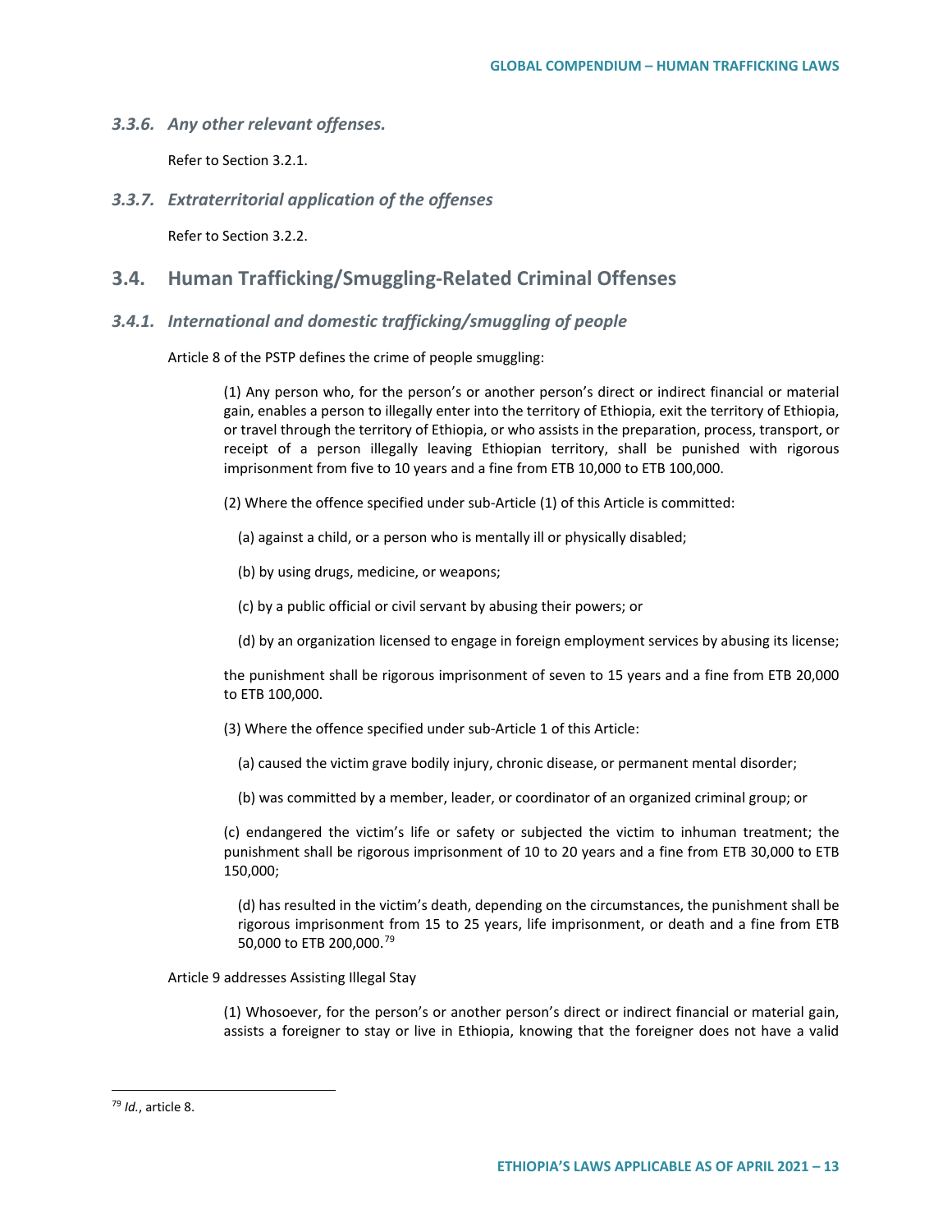### *3.3.6. Any other relevant offenses.*

Refer to Section 3.2.1.

### *3.3.7. Extraterritorial application of the offenses*

Refer to Section 3.2.2.

## 3.4. Human Trafficking/Smuggling-Related Criminal Offenses

### *3.4.1. International and domestic trafficking/smuggling of people*

Article 8 of the PSTP defines the crime of people smuggling:

> (1) Any person who, for the person's or another person's direct or indirect financial or material gain, enables a person to illegally enter into the territory of Ethiopia, exit the territory of Ethiopia, or travel through the territory of Ethiopia, or who assists in the preparation, process, transport, or receipt of a person illegally leaving Ethiopian territory, shall be punished with rigorous imprisonment from five to 10 years and a fine from ETB 10,000 to ETB 100,000.
>
> (2) Where the offence specified under sub-Article (1) of this Article is committed:
>
> (a) against a child, or a person who is mentally ill or physically disabled;
>
> (b) by using drugs, medicine, or weapons;
>
> (c) by a public official or civil servant by abusing their powers; or
>
> (d) by an organization licensed to engage in foreign employment services by abusing its license;
>
> the punishment shall be rigorous imprisonment of seven to 15 years and a fine from ETB 20,000 to ETB 100,000.
>
> (3) Where the offence specified under sub-Article 1 of this Article:
>
> (a) caused the victim grave bodily injury, chronic disease, or permanent mental disorder;
>
> (b) was committed by a member, leader, or coordinator of an organized criminal group; or
>
> (c) endangered the victim's life or safety or subjected the victim to inhuman treatment; the punishment shall be rigorous imprisonment of 10 to 20 years and a fine from ETB 30,000 to ETB 150,000;
>
> (d) has resulted in the victim's death, depending on the circumstances, the punishment shall be rigorous imprisonment from 15 to 25 years, life imprisonment, or death and a fine from ETB 50,000 to ETB 200,000.[79]

Article 9 addresses Assisting Illegal Stay

> (1) Whosoever, for the person's or another person's direct or indirect financial or material gain, assists a foreigner to stay or live in Ethiopia, knowing that the foreigner does not have a valid

---

[79] *Id.*, article 8.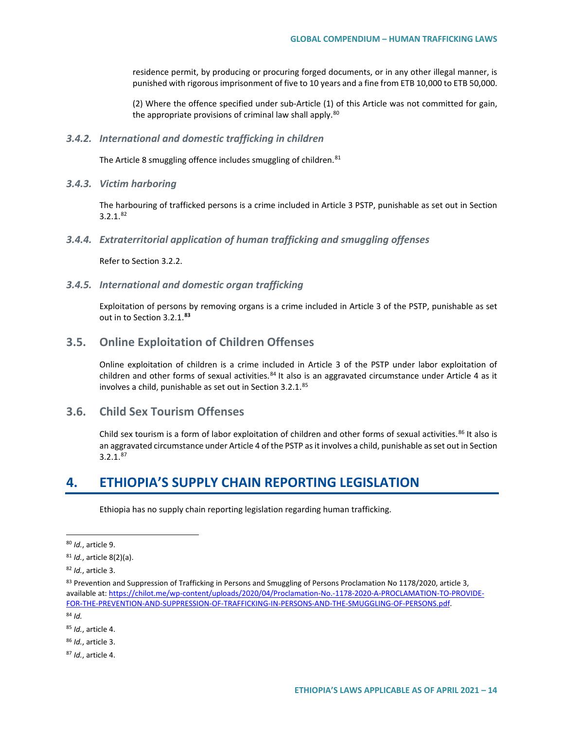residence permit, by producing or procuring forged documents, or in any other illegal manner, is punished with rigorous imprisonment of five to 10 years and a fine from ETB 10,000 to ETB 50,000.

(2) Where the offence specified under sub-Article (1) of this Article was not committed for gain, the appropriate provisions of criminal law shall apply.[80]

### *3.4.2. International and domestic trafficking in children*

The Article 8 smuggling offence includes smuggling of children.[81]

### *3.4.3. Victim harboring*

The harbouring of trafficked persons is a crime included in Article 3 PSTP, punishable as set out in Section 3.2.1.[82]

### *3.4.4. Extraterritorial application of human trafficking and smuggling offenses*

Refer to Section 3.2.2.

### *3.4.5. International and domestic organ trafficking*

Exploitation of persons by removing organs is a crime included in Article 3 of the PSTP, punishable as set out in to Section 3.2.1.**[83]**

## 3.5. Online Exploitation of Children Offenses

Online exploitation of children is a crime included in Article 3 of the PSTP under labor exploitation of children and other forms of sexual activities.[84] It also is an aggravated circumstance under Article 4 as it involves a child, punishable as set out in Section 3.2.1.[85]

## 3.6. Child Sex Tourism Offenses

Child sex tourism is a form of labor exploitation of children and other forms of sexual activities.[86] It also is an aggravated circumstance under Article 4 of the PSTP as it involves a child, punishable as set out in Section 3.2.1.[87]

# 4. ETHIOPIA'S SUPPLY CHAIN REPORTING LEGISLATION

Ethiopia has no supply chain reporting legislation regarding human trafficking.

---

[80] *Id.*, article 9.

[81] *Id.*, article 8(2)(a).

[82] *Id.*, article 3.

[83] Prevention and Suppression of Trafficking in Persons and Smuggling of Persons Proclamation No 1178/2020, article 3, available at: [https://chilot.me/wp-content/uploads/2020/04/Proclamation-No.-1178-2020-A-PROCLAMATION-TO-PROVIDE-FOR-THE-PREVENTION-AND-SUPPRESSION-OF-TRAFFICKING-IN-PERSONS-AND-THE-SMUGGLING-OF-PERSONS.pdf](https://chilot.me/wp-content/uploads/2020/04/Proclamation-No.-1178-2020-A-PROCLAMATION-TO-PROVIDE-FOR-THE-PREVENTION-AND-SUPPRESSION-OF-TRAFFICKING-IN-PERSONS-AND-THE-SMUGGLING-OF-PERSONS.pdf).

[84] *Id.*

[85] *Id.*, article 4.

[86] *Id.*, article 3.

[87] *Id.*, article 4.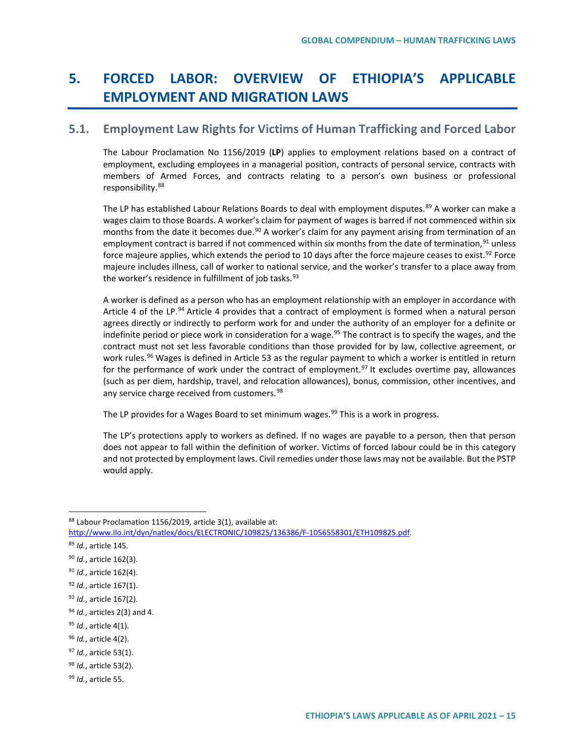# 5. FORCED LABOR: OVERVIEW OF ETHIOPIA'S APPLICABLE EMPLOYMENT AND MIGRATION LAWS

## 5.1. Employment Law Rights for Victims of Human Trafficking and Forced Labor

The Labour Proclamation No 1156/2019 (**LP**) applies to employment relations based on a contract of employment, excluding employees in a managerial position, contracts of personal service, contracts with members of Armed Forces, and contracts relating to a person's own business or professional responsibility.[88]

The LP has established Labour Relations Boards to deal with employment disputes.[89] A worker can make a wages claim to those Boards. A worker's claim for payment of wages is barred if not commenced within six months from the date it becomes due.[90] A worker's claim for any payment arising from termination of an employment contract is barred if not commenced within six months from the date of termination,[91] unless force majeure applies, which extends the period to 10 days after the force majeure ceases to exist.[92] Force majeure includes illness, call of worker to national service, and the worker's transfer to a place away from the worker's residence in fulfillment of job tasks.[93]

A worker is defined as a person who has an employment relationship with an employer in accordance with Article 4 of the LP.[94] Article 4 provides that a contract of employment is formed when a natural person agrees directly or indirectly to perform work for and under the authority of an employer for a definite or indefinite period or piece work in consideration for a wage.[95] The contract is to specify the wages, and the contract must not set less favorable conditions than those provided for by law, collective agreement, or work rules.[96] Wages is defined in Article 53 as the regular payment to which a worker is entitled in return for the performance of work under the contract of employment.[97] It excludes overtime pay, allowances (such as per diem, hardship, travel, and relocation allowances), bonus, commission, other incentives, and any service charge received from customers.[98]

The LP provides for a Wages Board to set minimum wages.[99] This is a work in progress.

The LP's protections apply to workers as defined. If no wages are payable to a person, then that person does not appear to fall within the definition of worker. Victims of forced labour could be in this category and not protected by employment laws. Civil remedies under those laws may not be available. But the PSTP would apply.

---

[88] Labour Proclamation 1156/2019, article 3(1), available at: http://www.ilo.int/dyn/natlex/docs/ELECTRONIC/109825/136386/F-1056558301/ETH109825.pdf.

[89] *Id.*, article 145.

[90] *Id.*, article 162(3).

[91] *Id.*, article 162(4).

[92] *Id.*, article 167(1).

[93] *Id.*, article 167(2).

[94] *Id.*, articles 2(3) and 4.

[95] *Id.*, article 4(1).

[96] *Id.*, article 4(2).

[97] *Id.*, article 53(1).

[98] *Id.*, article 53(2).

[99] *Id.*, article 55.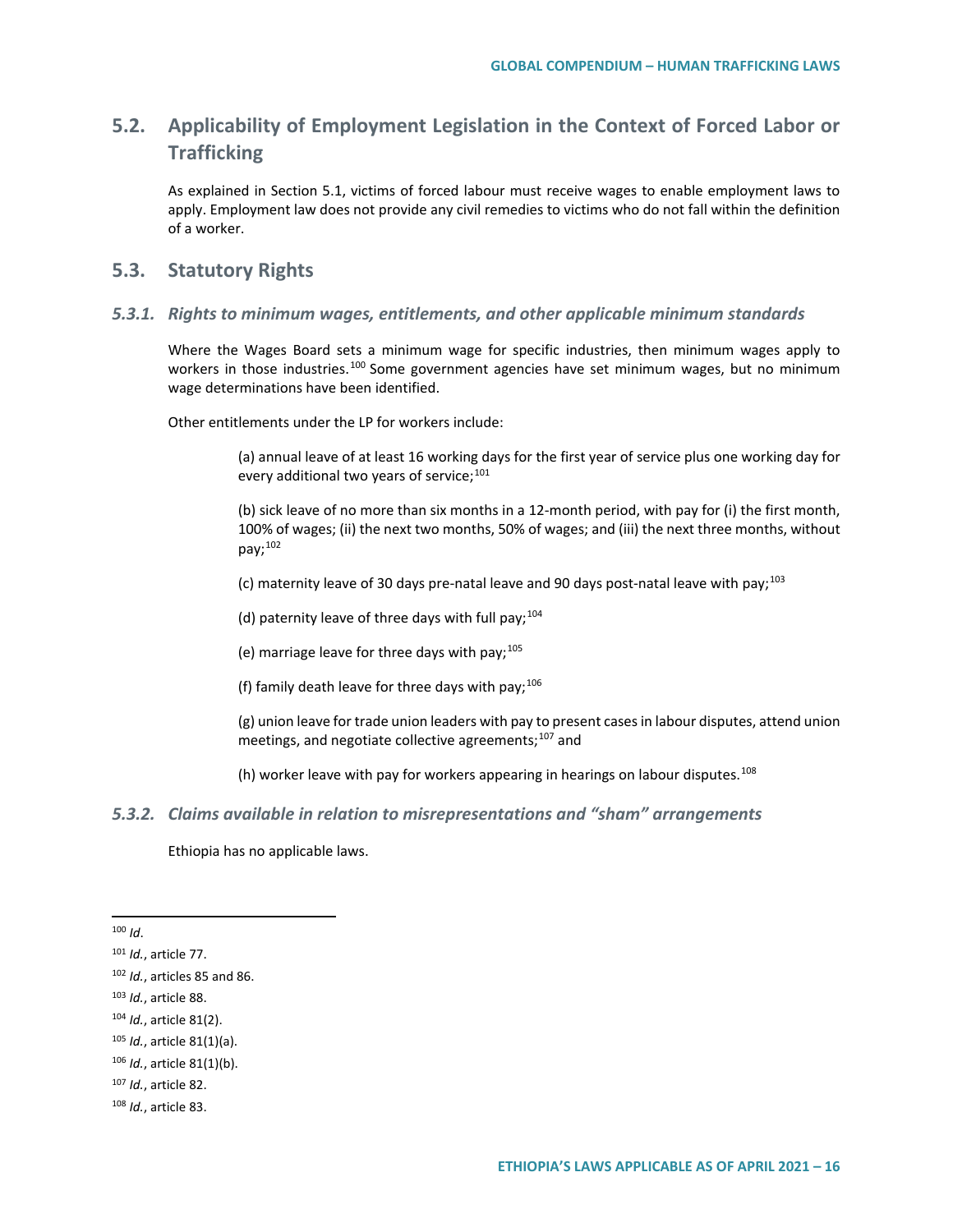## 5.2. Applicability of Employment Legislation in the Context of Forced Labor or Trafficking

As explained in Section 5.1, victims of forced labour must receive wages to enable employment laws to apply. Employment law does not provide any civil remedies to victims who do not fall within the definition of a worker.

## 5.3. Statutory Rights

### *5.3.1. Rights to minimum wages, entitlements, and other applicable minimum standards*

Where the Wages Board sets a minimum wage for specific industries, then minimum wages apply to workers in those industries.[100] Some government agencies have set minimum wages, but no minimum wage determinations have been identified.

Other entitlements under the LP for workers include:

> (a) annual leave of at least 16 working days for the first year of service plus one working day for every additional two years of service;[101]
>
> (b) sick leave of no more than six months in a 12-month period, with pay for (i) the first month, 100% of wages; (ii) the next two months, 50% of wages; and (iii) the next three months, without pay;[102]
>
> (c) maternity leave of 30 days pre-natal leave and 90 days post-natal leave with pay;[103]
>
> (d) paternity leave of three days with full pay;[104]
>
> (e) marriage leave for three days with pay;[105]
>
> (f) family death leave for three days with pay;[106]
>
> (g) union leave for trade union leaders with pay to present cases in labour disputes, attend union meetings, and negotiate collective agreements;[107] and
>
> (h) worker leave with pay for workers appearing in hearings on labour disputes.[108]

### *5.3.2. Claims available in relation to misrepresentations and "sham" arrangements*

Ethiopia has no applicable laws.

---

[100] *Id*.

[101] *Id.*, article 77.

[102] *Id.*, articles 85 and 86.

[103] *Id.*, article 88.

[104] *Id.*, article 81(2).

[105] *Id.*, article 81(1)(a).

[106] *Id.*, article 81(1)(b).

[107] *Id.*, article 82.

[108] *Id.*, article 83.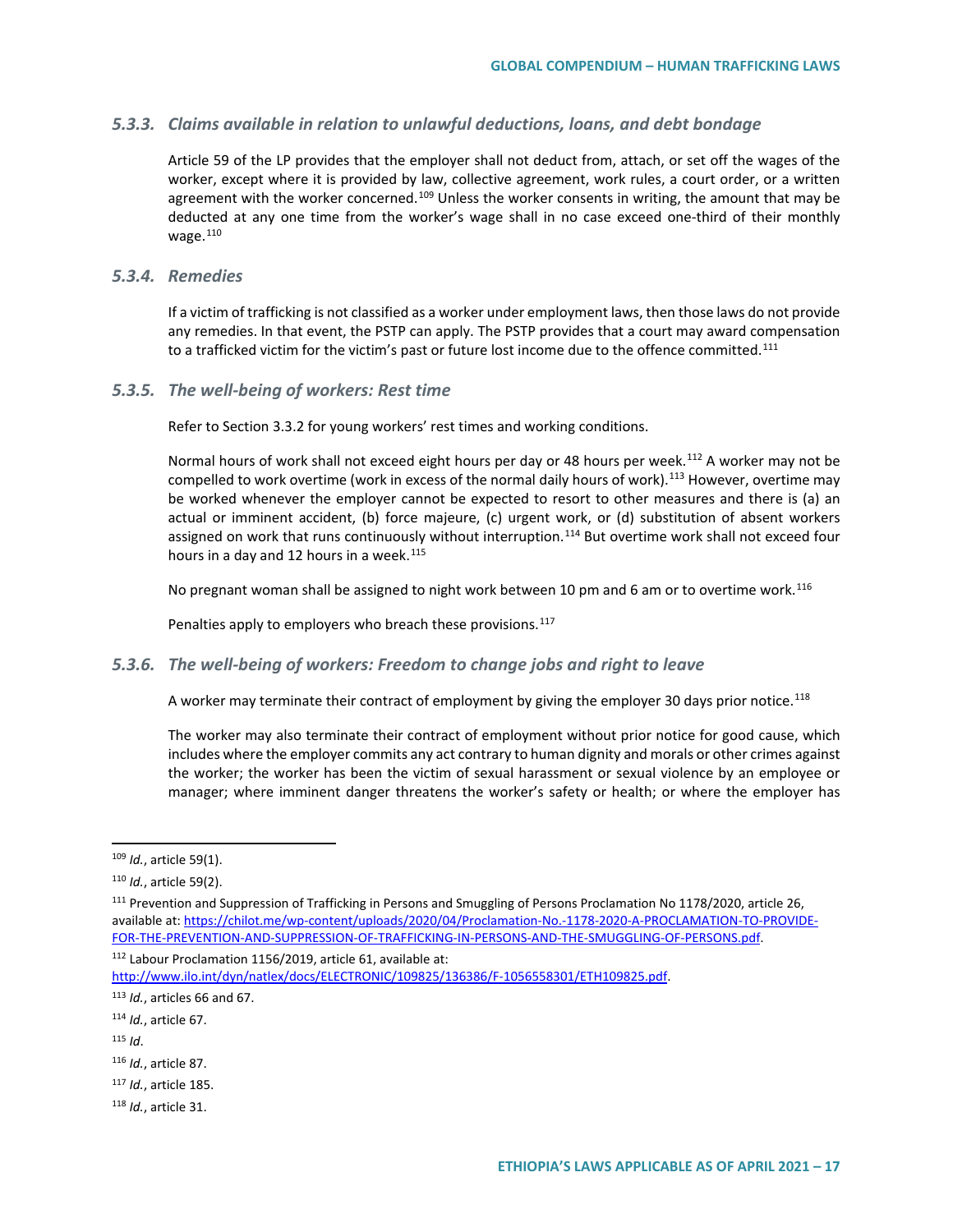### 5.3.3. *Claims available in relation to unlawful deductions, loans, and debt bondage*

Article 59 of the LP provides that the employer shall not deduct from, attach, or set off the wages of the worker, except where it is provided by law, collective agreement, work rules, a court order, or a written agreement with the worker concerned.[109] Unless the worker consents in writing, the amount that may be deducted at any one time from the worker's wage shall in no case exceed one-third of their monthly wage.[110]

### 5.3.4. *Remedies*

If a victim of trafficking is not classified as a worker under employment laws, then those laws do not provide any remedies. In that event, the PSTP can apply. The PSTP provides that a court may award compensation to a trafficked victim for the victim's past or future lost income due to the offence committed.[111]

### 5.3.5. *The well-being of workers: Rest time*

Refer to Section 3.3.2 for young workers' rest times and working conditions.

Normal hours of work shall not exceed eight hours per day or 48 hours per week.[112] A worker may not be compelled to work overtime (work in excess of the normal daily hours of work).[113] However, overtime may be worked whenever the employer cannot be expected to resort to other measures and there is (a) an actual or imminent accident, (b) force majeure, (c) urgent work, or (d) substitution of absent workers assigned on work that runs continuously without interruption.[114] But overtime work shall not exceed four hours in a day and 12 hours in a week.[115]

No pregnant woman shall be assigned to night work between 10 pm and 6 am or to overtime work.[116]

Penalties apply to employers who breach these provisions.[117]

### 5.3.6. *The well-being of workers: Freedom to change jobs and right to leave*

A worker may terminate their contract of employment by giving the employer 30 days prior notice.[118]

The worker may also terminate their contract of employment without prior notice for good cause, which includes where the employer commits any act contrary to human dignity and morals or other crimes against the worker; the worker has been the victim of sexual harassment or sexual violence by an employee or manager; where imminent danger threatens the worker's safety or health; or where the employer has

---

[109] *Id.*, article 59(1).

[110] *Id.*, article 59(2).

[111] Prevention and Suppression of Trafficking in Persons and Smuggling of Persons Proclamation No 1178/2020, article 26, available at: https://chilot.me/wp-content/uploads/2020/04/Proclamation-No.-1178-2020-A-PROCLAMATION-TO-PROVIDE-FOR-THE-PREVENTION-AND-SUPPRESSION-OF-TRAFFICKING-IN-PERSONS-AND-THE-SMUGGLING-OF-PERSONS.pdf.

[112] Labour Proclamation 1156/2019, article 61, available at: http://www.ilo.int/dyn/natlex/docs/ELECTRONIC/109825/136386/F-1056558301/ETH109825.pdf.

[113] *Id.*, articles 66 and 67.

[114] *Id.*, article 67.

[115] *Id*.

[116] *Id.*, article 87.

[117] *Id.*, article 185.

[118] *Id.*, article 31.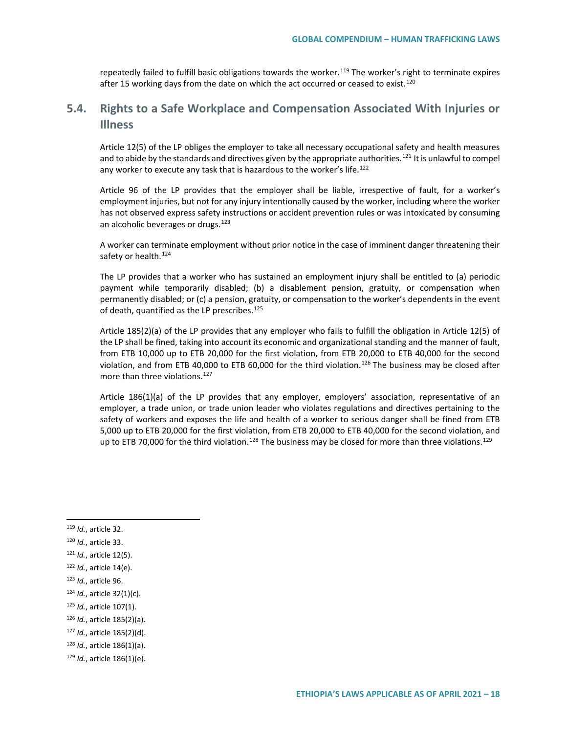repeatedly failed to fulfill basic obligations towards the worker.[119] The worker's right to terminate expires after 15 working days from the date on which the act occurred or ceased to exist.[120]

## 5.4. Rights to a Safe Workplace and Compensation Associated With Injuries or Illness

Article 12(5) of the LP obliges the employer to take all necessary occupational safety and health measures and to abide by the standards and directives given by the appropriate authorities.[121] It is unlawful to compel any worker to execute any task that is hazardous to the worker's life.[122]

Article 96 of the LP provides that the employer shall be liable, irrespective of fault, for a worker's employment injuries, but not for any injury intentionally caused by the worker, including where the worker has not observed express safety instructions or accident prevention rules or was intoxicated by consuming an alcoholic beverages or drugs.[123]

A worker can terminate employment without prior notice in the case of imminent danger threatening their safety or health.[124]

The LP provides that a worker who has sustained an employment injury shall be entitled to (a) periodic payment while temporarily disabled; (b) a disablement pension, gratuity, or compensation when permanently disabled; or (c) a pension, gratuity, or compensation to the worker's dependents in the event of death, quantified as the LP prescribes.[125]

Article 185(2)(a) of the LP provides that any employer who fails to fulfill the obligation in Article 12(5) of the LP shall be fined, taking into account its economic and organizational standing and the manner of fault, from ETB 10,000 up to ETB 20,000 for the first violation, from ETB 20,000 to ETB 40,000 for the second violation, and from ETB 40,000 to ETB 60,000 for the third violation.[126] The business may be closed after more than three violations.[127]

Article 186(1)(a) of the LP provides that any employer, employers' association, representative of an employer, a trade union, or trade union leader who violates regulations and directives pertaining to the safety of workers and exposes the life and health of a worker to serious danger shall be fined from ETB 5,000 up to ETB 20,000 for the first violation, from ETB 20,000 to ETB 40,000 for the second violation, and up to ETB 70,000 for the third violation.[128] The business may be closed for more than three violations.[129]

---

[119] *Id.*, article 32.

[120] *Id.*, article 33.

[121] *Id.*, article 12(5).

[122] *Id.*, article 14(e).

[123] *Id.*, article 96.

[124] *Id.*, article 32(1)(c).

[125] *Id.*, article 107(1).

[126] *Id.*, article 185(2)(a).

[127] *Id.*, article 185(2)(d).

[128] *Id.*, article 186(1)(a).

[129] *Id.*, article 186(1)(e).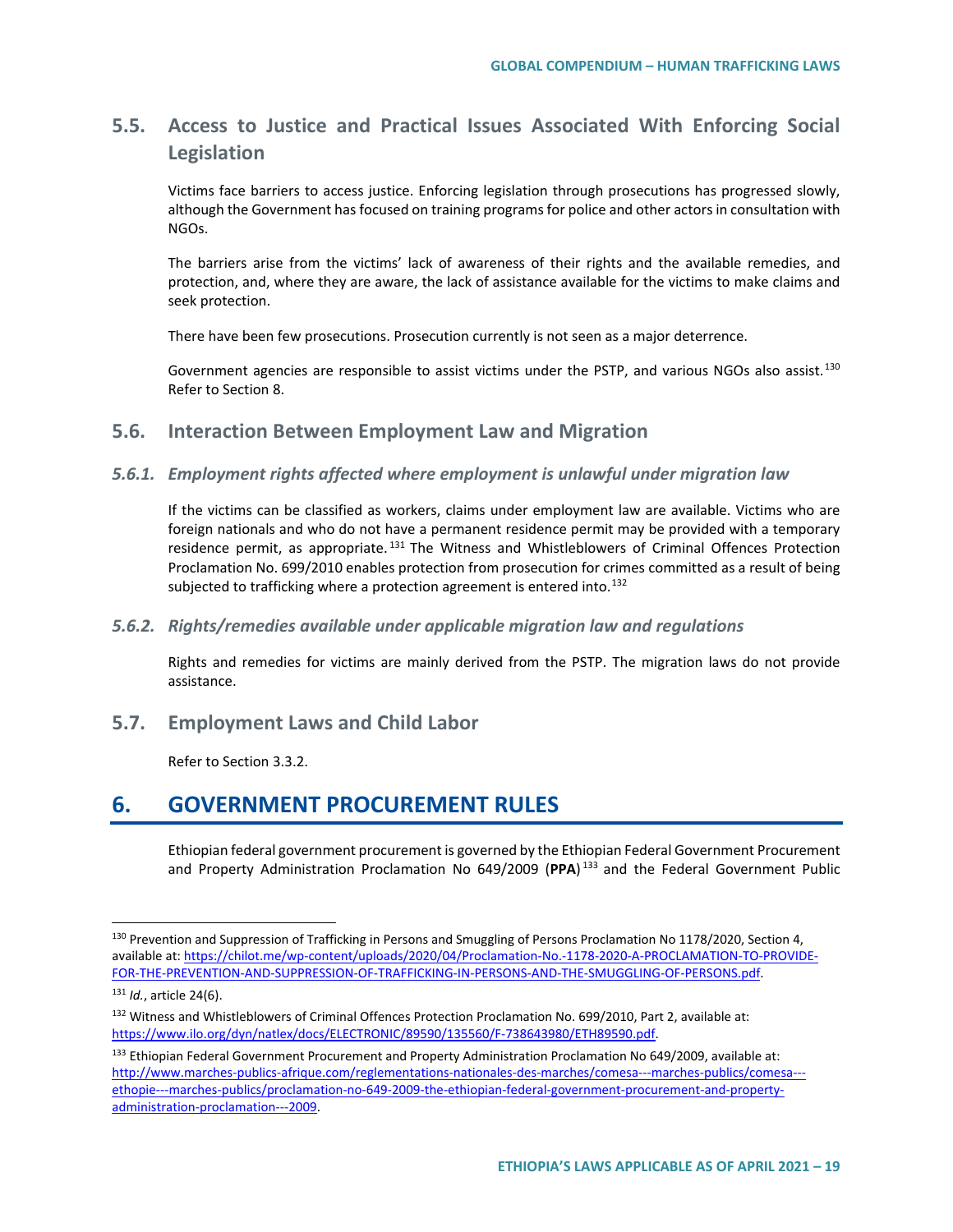## 5.5. Access to Justice and Practical Issues Associated With Enforcing Social Legislation

Victims face barriers to access justice. Enforcing legislation through prosecutions has progressed slowly, although the Government has focused on training programs for police and other actors in consultation with NGOs.

The barriers arise from the victims' lack of awareness of their rights and the available remedies, and protection, and, where they are aware, the lack of assistance available for the victims to make claims and seek protection.

There have been few prosecutions. Prosecution currently is not seen as a major deterrence.

Government agencies are responsible to assist victims under the PSTP, and various NGOs also assist.[130] Refer to Section 8.

## 5.6. Interaction Between Employment Law and Migration

### *5.6.1. Employment rights affected where employment is unlawful under migration law*

If the victims can be classified as workers, claims under employment law are available. Victims who are foreign nationals and who do not have a permanent residence permit may be provided with a temporary residence permit, as appropriate.[131] The Witness and Whistleblowers of Criminal Offences Protection Proclamation No. 699/2010 enables protection from prosecution for crimes committed as a result of being subjected to trafficking where a protection agreement is entered into.[132]

### *5.6.2. Rights/remedies available under applicable migration law and regulations*

Rights and remedies for victims are mainly derived from the PSTP. The migration laws do not provide assistance.

## 5.7. Employment Laws and Child Labor

Refer to Section 3.3.2.

# 6. GOVERNMENT PROCUREMENT RULES

Ethiopian federal government procurement is governed by the Ethiopian Federal Government Procurement and Property Administration Proclamation No 649/2009 (**PPA**)[133] and the Federal Government Public

---

[130] Prevention and Suppression of Trafficking in Persons and Smuggling of Persons Proclamation No 1178/2020, Section 4, available at: https://chilot.me/wp-content/uploads/2020/04/Proclamation-No.-1178-2020-A-PROCLAMATION-TO-PROVIDE-FOR-THE-PREVENTION-AND-SUPPRESSION-OF-TRAFFICKING-IN-PERSONS-AND-THE-SMUGGLING-OF-PERSONS.pdf.

[131] *Id.*, article 24(6).

[132] Witness and Whistleblowers of Criminal Offences Protection Proclamation No. 699/2010, Part 2, available at: https://www.ilo.org/dyn/natlex/docs/ELECTRONIC/89590/135560/F-738643980/ETH89590.pdf.

[133] Ethiopian Federal Government Procurement and Property Administration Proclamation No 649/2009, available at: http://www.marches-publics-afrique.com/reglementations-nationales-des-marches/comesa---marches-publics/comesa---ethopie---marches-publics/proclamation-no-649-2009-the-ethiopian-federal-government-procurement-and-property-administration-proclamation---2009.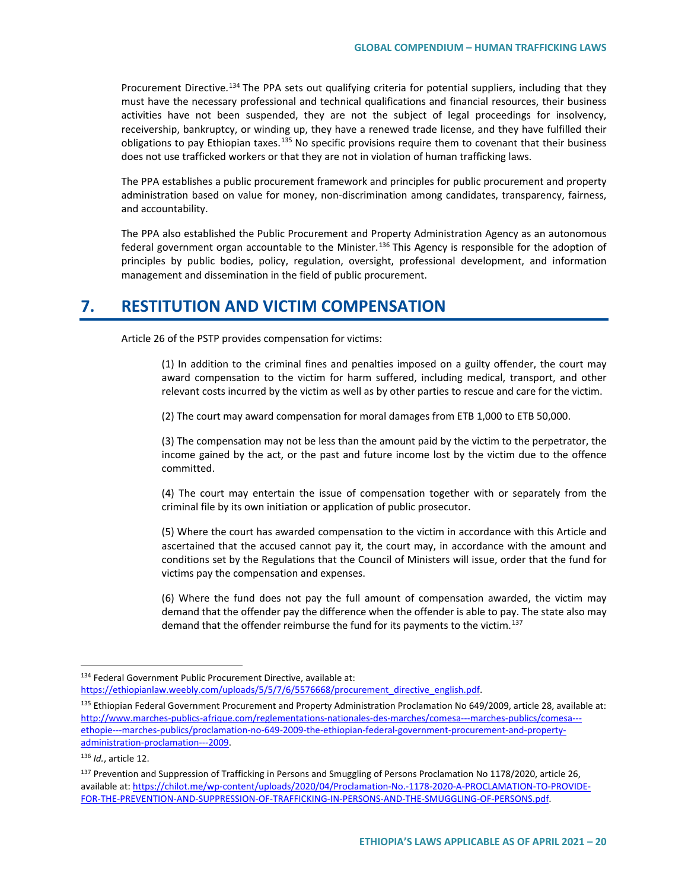Procurement Directive.[134] The PPA sets out qualifying criteria for potential suppliers, including that they must have the necessary professional and technical qualifications and financial resources, their business activities have not been suspended, they are not the subject of legal proceedings for insolvency, receivership, bankruptcy, or winding up, they have a renewed trade license, and they have fulfilled their obligations to pay Ethiopian taxes.[135] No specific provisions require them to covenant that their business does not use trafficked workers or that they are not in violation of human trafficking laws.

The PPA establishes a public procurement framework and principles for public procurement and property administration based on value for money, non-discrimination among candidates, transparency, fairness, and accountability.

The PPA also established the Public Procurement and Property Administration Agency as an autonomous federal government organ accountable to the Minister.[136] This Agency is responsible for the adoption of principles by public bodies, policy, regulation, oversight, professional development, and information management and dissemination in the field of public procurement.

## 7. RESTITUTION AND VICTIM COMPENSATION

Article 26 of the PSTP provides compensation for victims:

> (1) In addition to the criminal fines and penalties imposed on a guilty offender, the court may award compensation to the victim for harm suffered, including medical, transport, and other relevant costs incurred by the victim as well as by other parties to rescue and care for the victim.
>
> (2) The court may award compensation for moral damages from ETB 1,000 to ETB 50,000.
>
> (3) The compensation may not be less than the amount paid by the victim to the perpetrator, the income gained by the act, or the past and future income lost by the victim due to the offence committed.
>
> (4) The court may entertain the issue of compensation together with or separately from the criminal file by its own initiation or application of public prosecutor.
>
> (5) Where the court has awarded compensation to the victim in accordance with this Article and ascertained that the accused cannot pay it, the court may, in accordance with the amount and conditions set by the Regulations that the Council of Ministers will issue, order that the fund for victims pay the compensation and expenses.
>
> (6) Where the fund does not pay the full amount of compensation awarded, the victim may demand that the offender pay the difference when the offender is able to pay. The state also may demand that the offender reimburse the fund for its payments to the victim.[137]

---

[134] Federal Government Public Procurement Directive, available at: https://ethiopianlaw.weebly.com/uploads/5/5/7/6/5576668/procurement_directive_english.pdf.

[135] Ethiopian Federal Government Procurement and Property Administration Proclamation No 649/2009, article 28, available at: http://www.marches-publics-afrique.com/reglementations-nationales-des-marches/comesa---marches-publics/comesa---ethopie---marches-publics/proclamation-no-649-2009-the-ethiopian-federal-government-procurement-and-property-administration-proclamation---2009.

[136] *Id.*, article 12.

[137] Prevention and Suppression of Trafficking in Persons and Smuggling of Persons Proclamation No 1178/2020, article 26, available at: https://chilot.me/wp-content/uploads/2020/04/Proclamation-No.-1178-2020-A-PROCLAMATION-TO-PROVIDE-FOR-THE-PREVENTION-AND-SUPPRESSION-OF-TRAFFICKING-IN-PERSONS-AND-THE-SMUGGLING-OF-PERSONS.pdf.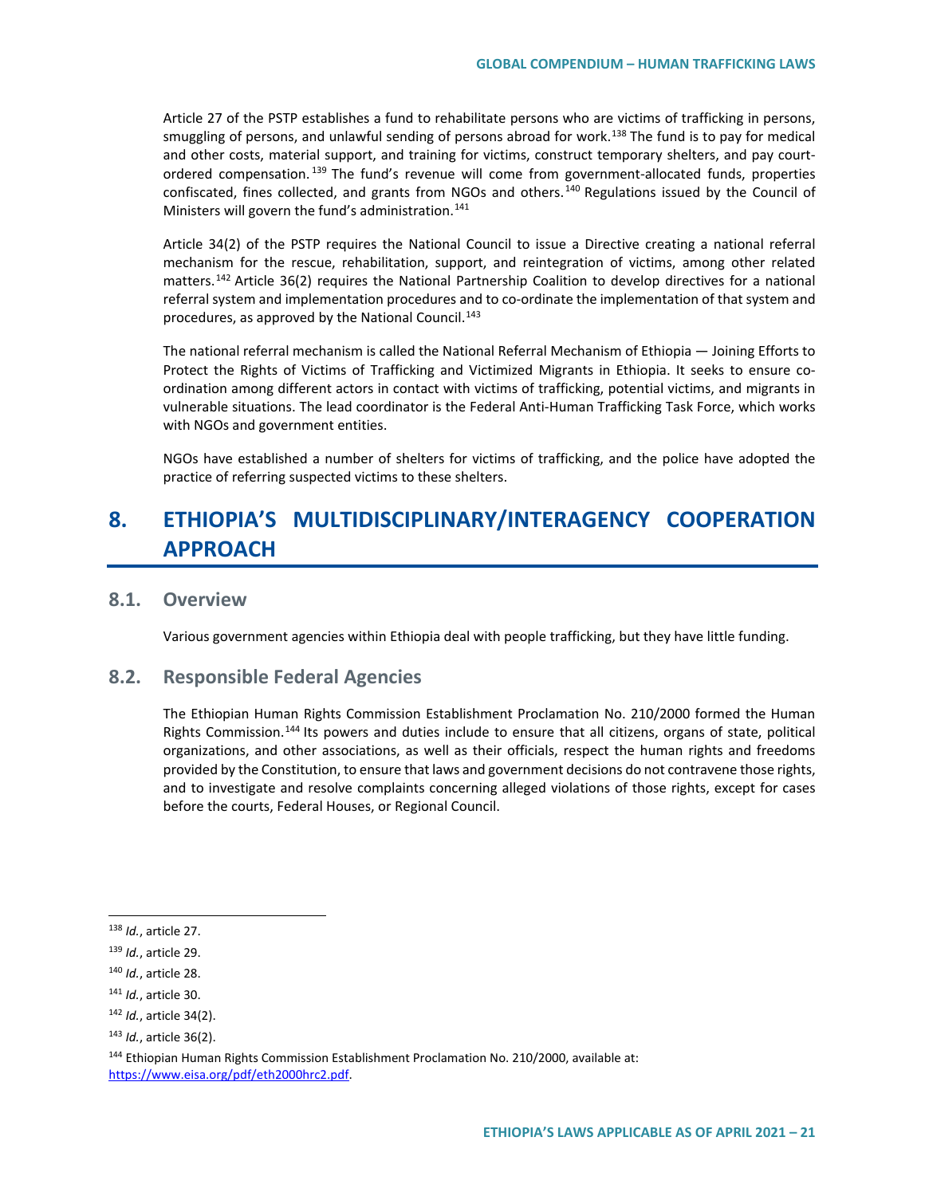Article 27 of the PSTP establishes a fund to rehabilitate persons who are victims of trafficking in persons, smuggling of persons, and unlawful sending of persons abroad for work.[138] The fund is to pay for medical and other costs, material support, and training for victims, construct temporary shelters, and pay court-ordered compensation.[139] The fund's revenue will come from government-allocated funds, properties confiscated, fines collected, and grants from NGOs and others.[140] Regulations issued by the Council of Ministers will govern the fund's administration.[141]

Article 34(2) of the PSTP requires the National Council to issue a Directive creating a national referral mechanism for the rescue, rehabilitation, support, and reintegration of victims, among other related matters.[142] Article 36(2) requires the National Partnership Coalition to develop directives for a national referral system and implementation procedures and to co-ordinate the implementation of that system and procedures, as approved by the National Council.[143]

The national referral mechanism is called the National Referral Mechanism of Ethiopia — Joining Efforts to Protect the Rights of Victims of Trafficking and Victimized Migrants in Ethiopia. It seeks to ensure co-ordination among different actors in contact with victims of trafficking, potential victims, and migrants in vulnerable situations. The lead coordinator is the Federal Anti-Human Trafficking Task Force, which works with NGOs and government entities.

NGOs have established a number of shelters for victims of trafficking, and the police have adopted the practice of referring suspected victims to these shelters.

# 8. ETHIOPIA'S MULTIDISCIPLINARY/INTERAGENCY COOPERATION APPROACH

## 8.1. Overview

Various government agencies within Ethiopia deal with people trafficking, but they have little funding.

## 8.2. Responsible Federal Agencies

The Ethiopian Human Rights Commission Establishment Proclamation No. 210/2000 formed the Human Rights Commission.[144] Its powers and duties include to ensure that all citizens, organs of state, political organizations, and other associations, as well as their officials, respect the human rights and freedoms provided by the Constitution, to ensure that laws and government decisions do not contravene those rights, and to investigate and resolve complaints concerning alleged violations of those rights, except for cases before the courts, Federal Houses, or Regional Council.

---

[138] *Id.*, article 27.

[139] *Id.*, article 29.

[140] *Id.*, article 28.

[141] *Id.*, article 30.

[142] *Id.*, article 34(2).

[143] *Id.*, article 36(2).

[144] Ethiopian Human Rights Commission Establishment Proclamation No. 210/2000, available at: https://www.eisa.org/pdf/eth2000hrc2.pdf.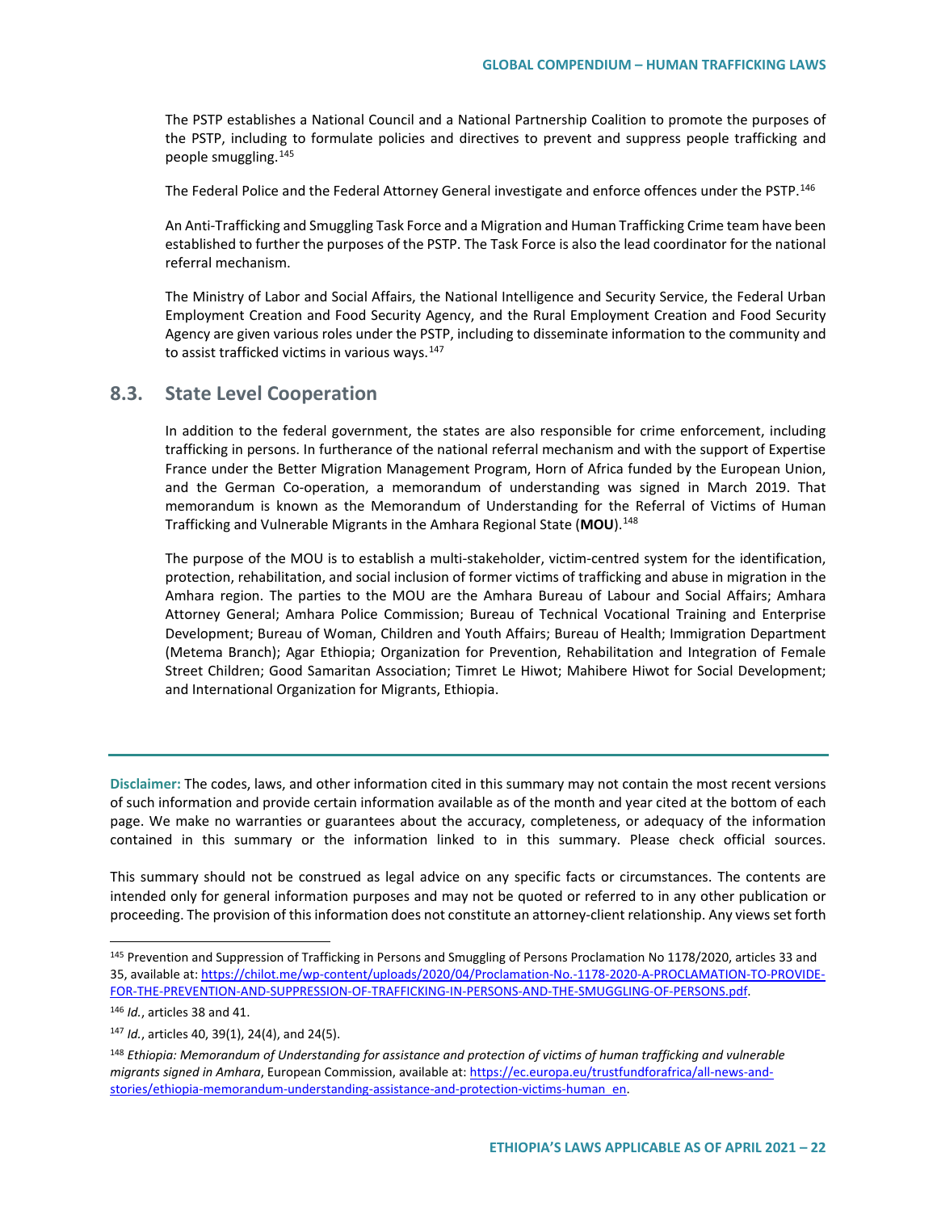The PSTP establishes a National Council and a National Partnership Coalition to promote the purposes of the PSTP, including to formulate policies and directives to prevent and suppress people trafficking and people smuggling.[145]

The Federal Police and the Federal Attorney General investigate and enforce offences under the PSTP.[146]

An Anti-Trafficking and Smuggling Task Force and a Migration and Human Trafficking Crime team have been established to further the purposes of the PSTP. The Task Force is also the lead coordinator for the national referral mechanism.

The Ministry of Labor and Social Affairs, the National Intelligence and Security Service, the Federal Urban Employment Creation and Food Security Agency, and the Rural Employment Creation and Food Security Agency are given various roles under the PSTP, including to disseminate information to the community and to assist trafficked victims in various ways.[147]

## 8.3. State Level Cooperation

In addition to the federal government, the states are also responsible for crime enforcement, including trafficking in persons. In furtherance of the national referral mechanism and with the support of Expertise France under the Better Migration Management Program, Horn of Africa funded by the European Union, and the German Co-operation, a memorandum of understanding was signed in March 2019. That memorandum is known as the Memorandum of Understanding for the Referral of Victims of Human Trafficking and Vulnerable Migrants in the Amhara Regional State (**MOU**).[148]

The purpose of the MOU is to establish a multi-stakeholder, victim-centred system for the identification, protection, rehabilitation, and social inclusion of former victims of trafficking and abuse in migration in the Amhara region. The parties to the MOU are the Amhara Bureau of Labour and Social Affairs; Amhara Attorney General; Amhara Police Commission; Bureau of Technical Vocational Training and Enterprise Development; Bureau of Woman, Children and Youth Affairs; Bureau of Health; Immigration Department (Metema Branch); Agar Ethiopia; Organization for Prevention, Rehabilitation and Integration of Female Street Children; Good Samaritan Association; Timret Le Hiwot; Mahibere Hiwot for Social Development; and International Organization for Migrants, Ethiopia.

---

**Disclaimer:** The codes, laws, and other information cited in this summary may not contain the most recent versions of such information and provide certain information available as of the month and year cited at the bottom of each page. We make no warranties or guarantees about the accuracy, completeness, or adequacy of the information contained in this summary or the information linked to in this summary. Please check official sources.

This summary should not be construed as legal advice on any specific facts or circumstances. The contents are intended only for general information purposes and may not be quoted or referred to in any other publication or proceeding. The provision of this information does not constitute an attorney-client relationship. Any views set forth

---

[145] Prevention and Suppression of Trafficking in Persons and Smuggling of Persons Proclamation No 1178/2020, articles 33 and 35, available at: https://chilot.me/wp-content/uploads/2020/04/Proclamation-No.-1178-2020-A-PROCLAMATION-TO-PROVIDE-FOR-THE-PREVENTION-AND-SUPPRESSION-OF-TRAFFICKING-IN-PERSONS-AND-THE-SMUGGLING-OF-PERSONS.pdf.

[146] *Id.*, articles 38 and 41.

[147] *Id.*, articles 40, 39(1), 24(4), and 24(5).

[148] *Ethiopia: Memorandum of Understanding for assistance and protection of victims of human trafficking and vulnerable migrants signed in Amhara*, European Commission, available at: https://ec.europa.eu/trustfundforafrica/all-news-and-stories/ethiopia-memorandum-understanding-assistance-and-protection-victims-human_en.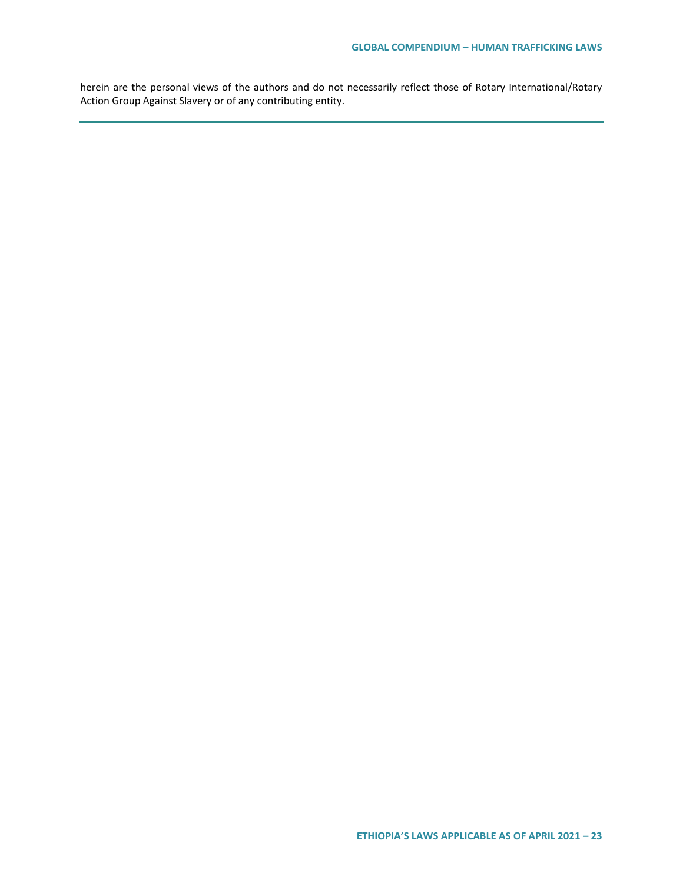herein are the personal views of the authors and do not necessarily reflect those of Rotary International/Rotary Action Group Against Slavery or of any contributing entity.

---